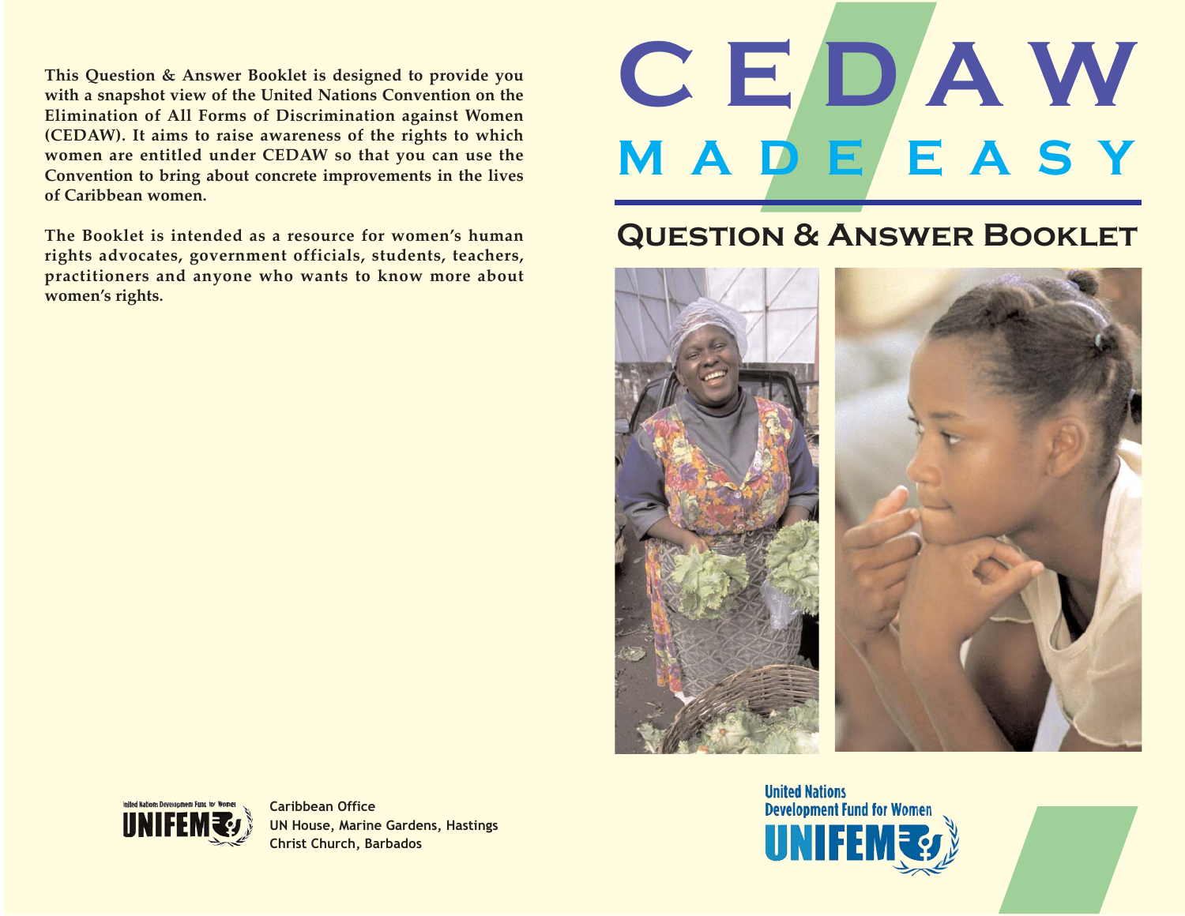# CEDAW

## MADE EASY

## Question & Answer Booklet

**This Question & Answer Booklet is designed to provide you with a snapshot view of the United Nations Convention on the Elimination of All Forms of Discrimination against Women (CEDAW). It aims to raise awareness of the rights to which women are entitled under CEDAW so that you can use the Convention to bring about concrete improvements in the lives of Caribbean women.**

**The Booklet is intended as a resource for women's human rights advocates, government officials, students, teachers, practitioners and anyone who wants to know more about women's rights.**

United Nations Development Fund for Women

UNIFEM

**Caribbean Office**
**UN House, Marine Gardens, Hastings**
**Christ Church, Barbados**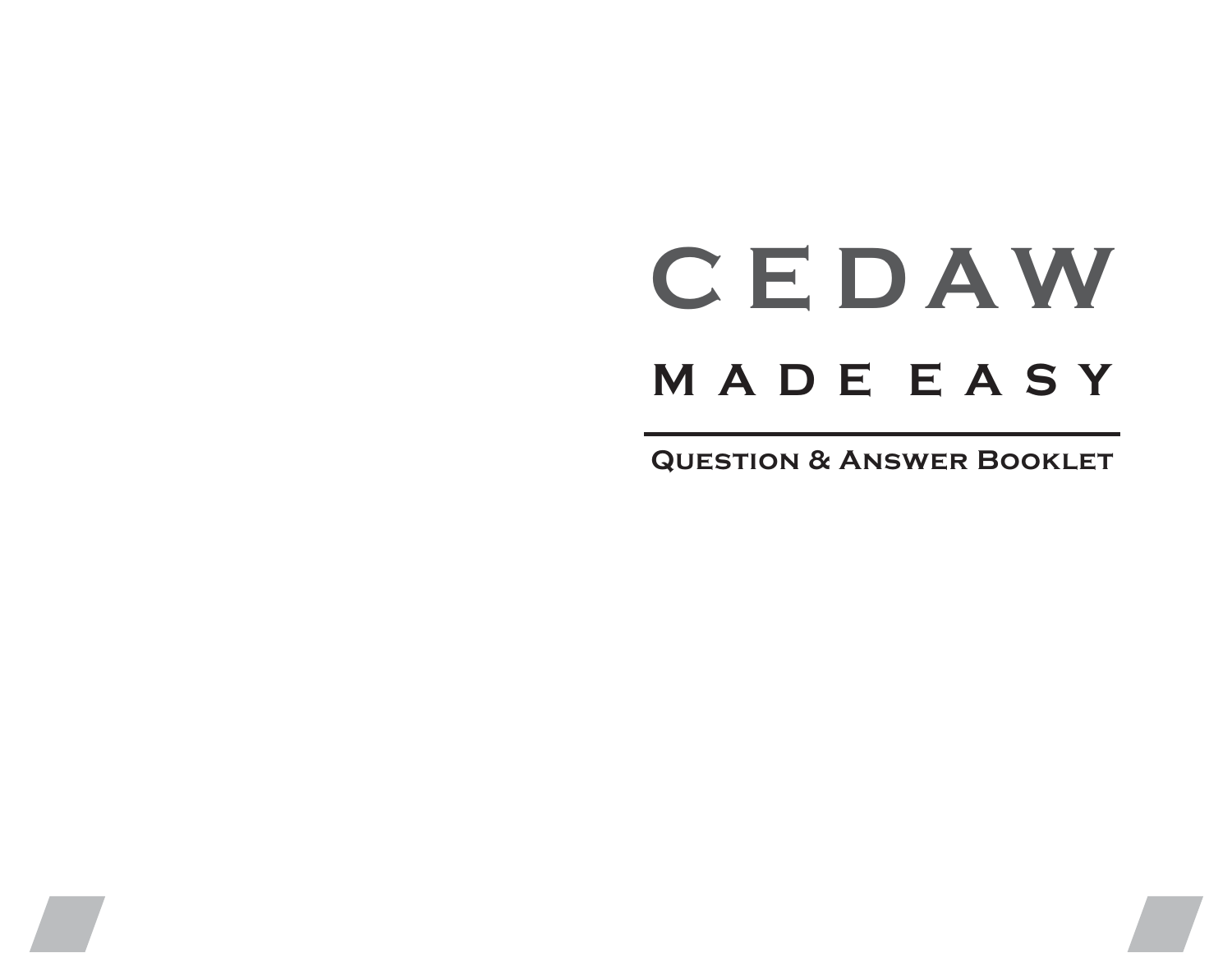# CEDAW

## MADE EASY

### Question & Answer Booklet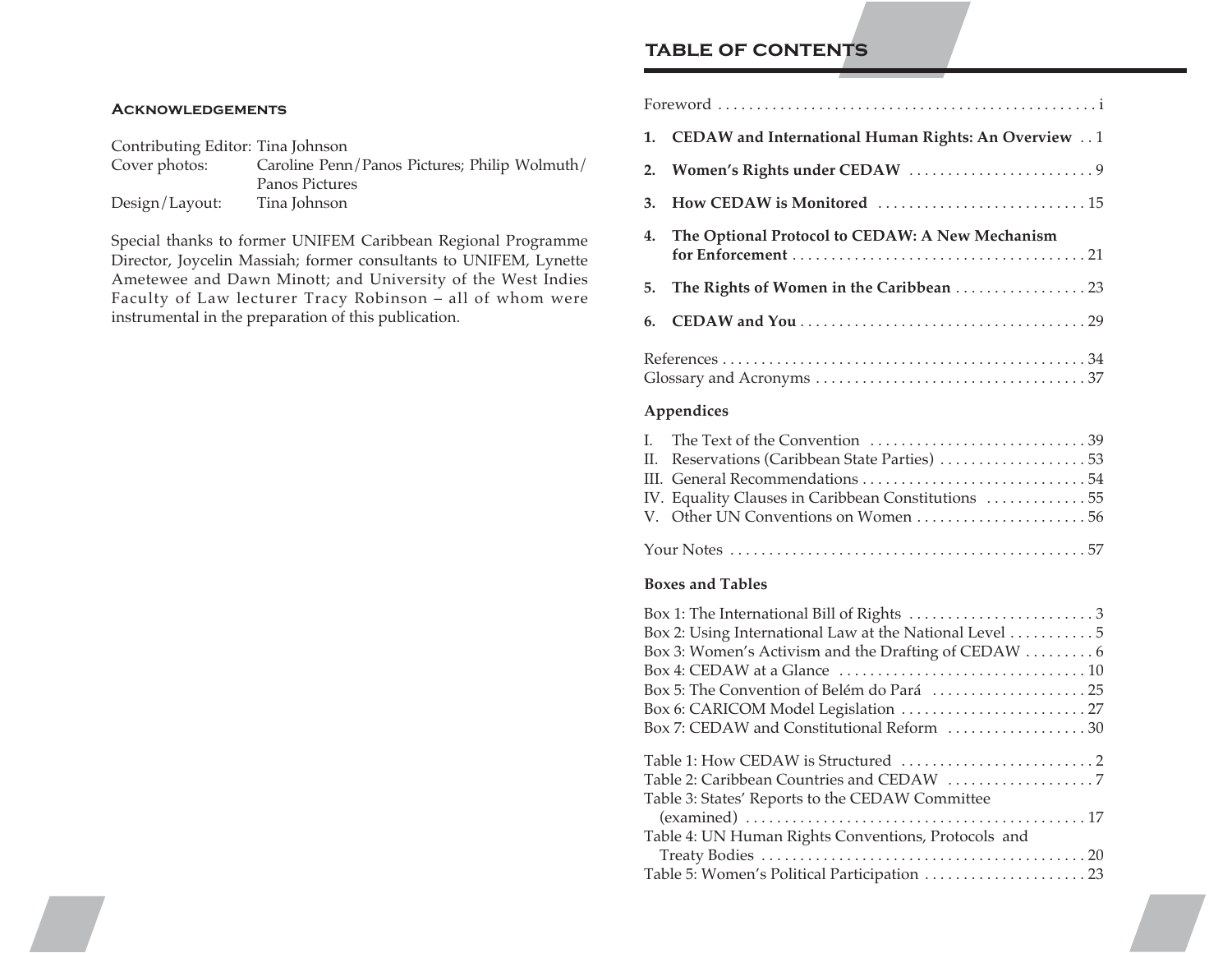### Acknowledgements

Contributing Editor: Tina Johnson
Cover photos: Caroline Penn/Panos Pictures; Philip Wolmuth/Panos Pictures
Design/Layout: Tina Johnson

Special thanks to former UNIFEM Caribbean Regional Programme Director, Joycelin Massiah; former consultants to UNIFEM, Lynette Ametewee and Dawn Minott; and University of the West Indies Faculty of Law lecturer Tracy Robinson – all of whom were instrumental in the preparation of this publication.

## TABLE OF CONTENTS

Foreword . . . . . . . . . . . . . . . . . . . . . . . . . . . . . . . . . . . . . . . . . . . . . . . i

**1. CEDAW and International Human Rights: An Overview** . . 1

**2. Women's Rights under CEDAW** . . . . . . . . . . . . . . . . . . . . . . . . 9

**3. How CEDAW is Monitored** . . . . . . . . . . . . . . . . . . . . . . . . . . . 15

**4. The Optional Protocol to CEDAW: A New Mechanism for Enforcement** . . . . . . . . . . . . . . . . . . . . . . . . . . . . . . . . . . . . . . 21

**5. The Rights of Women in the Caribbean** . . . . . . . . . . . . . . . . . 23

**6. CEDAW and You** . . . . . . . . . . . . . . . . . . . . . . . . . . . . . . . . . . . . 29

References . . . . . . . . . . . . . . . . . . . . . . . . . . . . . . . . . . . . . . . . . . . . . . 34
Glossary and Acronyms . . . . . . . . . . . . . . . . . . . . . . . . . . . . . . . . . . . 37

**Appendices**

I. The Text of the Convention . . . . . . . . . . . . . . . . . . . . . . . . . . . . 39
II. Reservations (Caribbean State Parties) . . . . . . . . . . . . . . . . . . . 53
III. General Recommendations . . . . . . . . . . . . . . . . . . . . . . . . . . . . 54
IV. Equality Clauses in Caribbean Constitutions . . . . . . . . . . . . . 55
V. Other UN Conventions on Women . . . . . . . . . . . . . . . . . . . . . . 56

Your Notes . . . . . . . . . . . . . . . . . . . . . . . . . . . . . . . . . . . . . . . . . . . . . 57

**Boxes and Tables**

Box 1: The International Bill of Rights . . . . . . . . . . . . . . . . . . . . . . . . 3
Box 2: Using International Law at the National Level . . . . . . . . . . . 5
Box 3: Women's Activism and the Drafting of CEDAW . . . . . . . . . 6
Box 4: CEDAW at a Glance . . . . . . . . . . . . . . . . . . . . . . . . . . . . . . . . 10
Box 5: The Convention of Belém do Pará . . . . . . . . . . . . . . . . . . . . 25
Box 6: CARICOM Model Legislation . . . . . . . . . . . . . . . . . . . . . . . . 27
Box 7: CEDAW and Constitutional Reform . . . . . . . . . . . . . . . . . . 30

Table 1: How CEDAW is Structured . . . . . . . . . . . . . . . . . . . . . . . . . 2
Table 2: Caribbean Countries and CEDAW . . . . . . . . . . . . . . . . . . . 7
Table 3: States' Reports to the CEDAW Committee (examined) . . . . . . . . . . . . . . . . . . . . . . . . . . . . . . . . . . . . . . . . . . . 17
Table 4: UN Human Rights Conventions, Protocols and Treaty Bodies . . . . . . . . . . . . . . . . . . . . . . . . . . . . . . . . . . . . . . . . . . 20
Table 5: Women's Political Participation . . . . . . . . . . . . . . . . . . . . . 23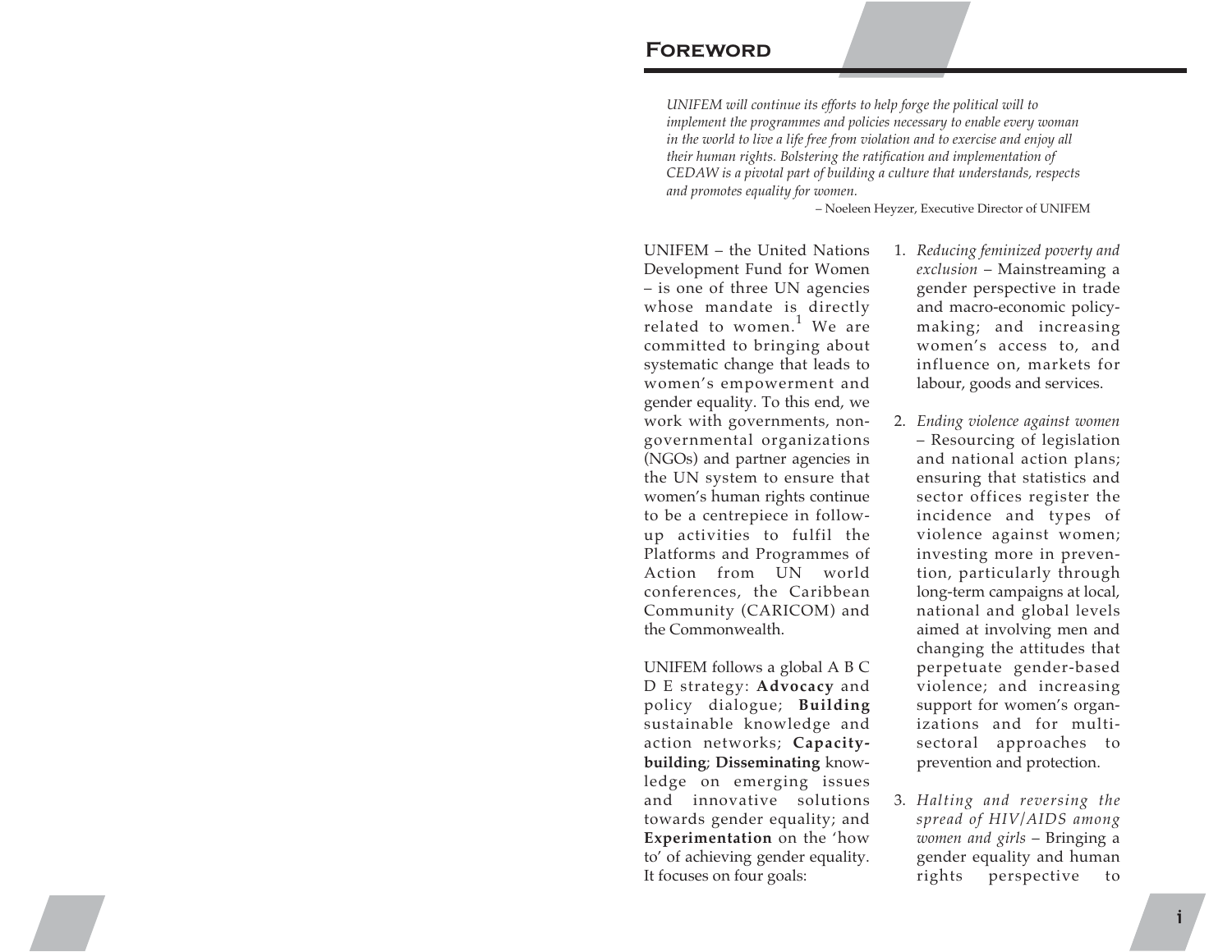# Foreword

*UNIFEM will continue its efforts to help forge the political will to implement the programmes and policies necessary to enable every woman in the world to live a life free from violation and to exercise and enjoy all their human rights. Bolstering the ratification and implementation of CEDAW is a pivotal part of building a culture that understands, respects and promotes equality for women.*

– Noeleen Heyzer, Executive Director of UNIFEM

UNIFEM – the United Nations Development Fund for Women – is one of three UN agencies whose mandate is directly related to women.[1] We are committed to bringing about systematic change that leads to women's empowerment and gender equality. To this end, we work with governments, non-governmental organizations (NGOs) and partner agencies in the UN system to ensure that women's human rights continue to be a centrepiece in follow-up activities to fulfil the Platforms and Programmes of Action from UN world conferences, the Caribbean Community (CARICOM) and the Commonwealth.

UNIFEM follows a global A B C D E strategy: **Advocacy** and policy dialogue; **Building** sustainable knowledge and action networks; **Capacity-building**; **Disseminating** knowledge on emerging issues and innovative solutions towards gender equality; and **Experimentation** on the 'how to' of achieving gender equality. It focuses on four goals:

1. *Reducing feminized poverty and exclusion* – Mainstreaming a gender perspective in trade and macro-economic policy-making; and increasing women's access to, and influence on, markets for labour, goods and services.

2. *Ending violence against women* – Resourcing of legislation and national action plans; ensuring that statistics and sector offices register the incidence and types of violence against women; investing more in prevention, particularly through long-term campaigns at local, national and global levels aimed at involving men and changing the attitudes that perpetuate gender-based violence; and increasing support for women's organizations and for multi-sectoral approaches to prevention and protection.

3. *Halting and reversing the spread of HIV/AIDS among women and girls* – Bringing a gender equality and human rights perspective to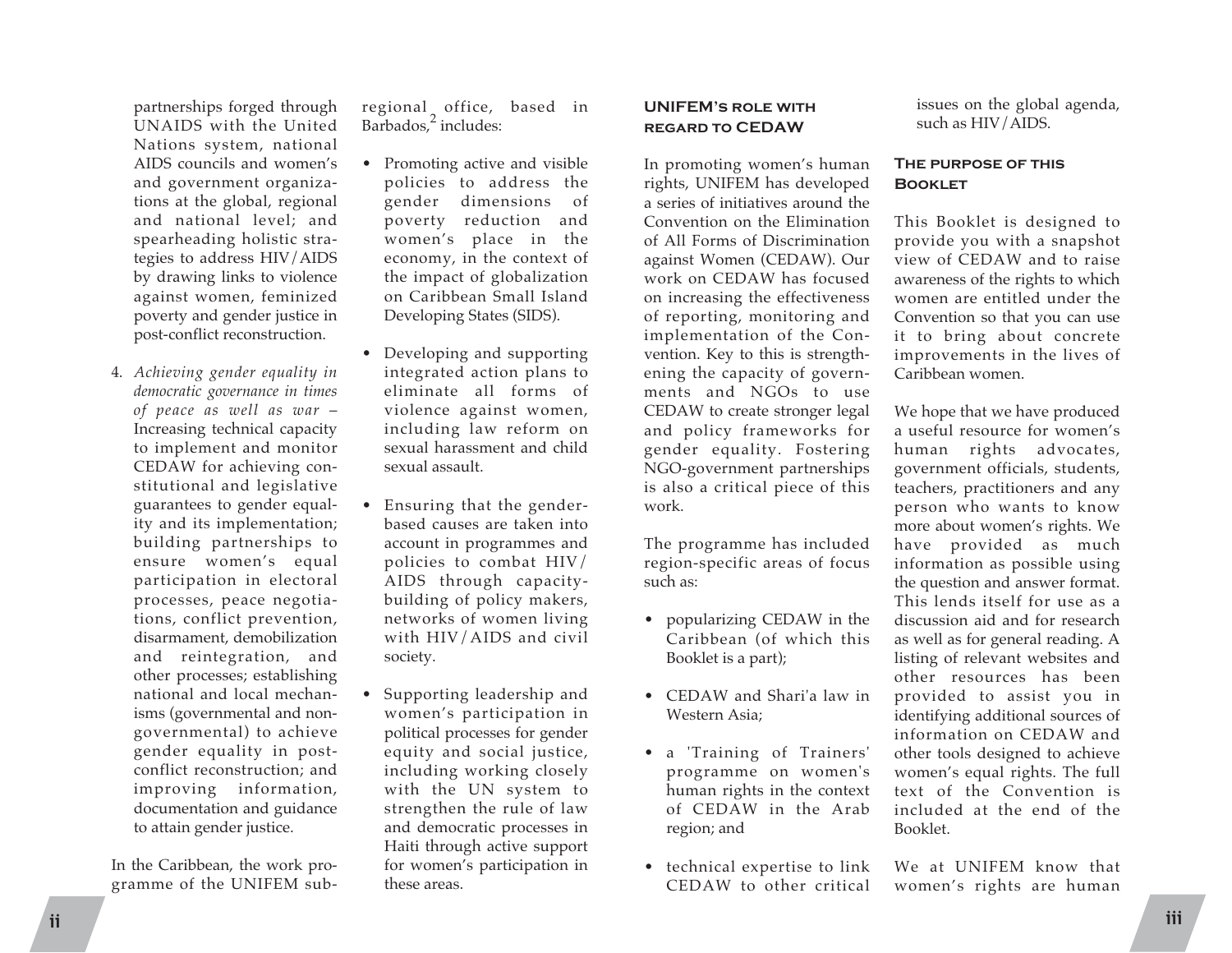partnerships forged through UNAIDS with the United Nations system, national AIDS councils and women's and government organizations at the global, regional and national level; and spearheading holistic strategies to address HIV/AIDS by drawing links to violence against women, feminized poverty and gender justice in post-conflict reconstruction.

4. *Achieving gender equality in democratic governance in times of peace as well as war* – Increasing technical capacity to implement and monitor CEDAW for achieving constitutional and legislative guarantees to gender equality and its implementation; building partnerships to ensure women's equal participation in electoral processes, peace negotiations, conflict prevention, disarmament, demobilization and reintegration, and other processes; establishing national and local mechanisms (governmental and non-governmental) to achieve gender equality in post-conflict reconstruction; and improving information, documentation and guidance to attain gender justice.

In the Caribbean, the work programme of the UNIFEM sub-regional office, based in Barbados,[2] includes:

- Promoting active and visible policies to address the gender dimensions of poverty reduction and women's place in the economy, in the context of the impact of globalization on Caribbean Small Island Developing States (SIDS).
- Developing and supporting integrated action plans to eliminate all forms of violence against women, including law reform on sexual harassment and child sexual assault.
- Ensuring that the gender-based causes are taken into account in programmes and policies to combat HIV/AIDS through capacity-building of policy makers, networks of women living with HIV/AIDS and civil society.
- Supporting leadership and women's participation in political processes for gender equity and social justice, including working closely with the UN system to strengthen the rule of law and democratic processes in Haiti through active support for women's participation in these areas.

### UNIFEM's role with regard to CEDAW

In promoting women's human rights, UNIFEM has developed a series of initiatives around the Convention on the Elimination of All Forms of Discrimination against Women (CEDAW). Our work on CEDAW has focused on increasing the effectiveness of reporting, monitoring and implementation of the Convention. Key to this is strengthening the capacity of governments and NGOs to use CEDAW to create stronger legal and policy frameworks for gender equality. Fostering NGO-government partnerships is also a critical piece of this work.

The programme has included region-specific areas of focus such as:

- popularizing CEDAW in the Caribbean (of which this Booklet is a part);
- CEDAW and Shari'a law in Western Asia;
- a 'Training of Trainers' programme on women's human rights in the context of CEDAW in the Arab region; and
- technical expertise to link CEDAW to other critical issues on the global agenda, such as HIV/AIDS.

### The purpose of this Booklet

This Booklet is designed to provide you with a snapshot view of CEDAW and to raise awareness of the rights to which women are entitled under the Convention so that you can use it to bring about concrete improvements in the lives of Caribbean women.

We hope that we have produced a useful resource for women's human rights advocates, government officials, students, teachers, practitioners and any person who wants to know more about women's rights. We have provided as much information as possible using the question and answer format. This lends itself for use as a discussion aid and for research as well as for general reading. A listing of relevant websites and other resources has been provided to assist you in identifying additional sources of information on CEDAW and other tools designed to achieve women's equal rights. The full text of the Convention is included at the end of the Booklet.

We at UNIFEM know that women's rights are human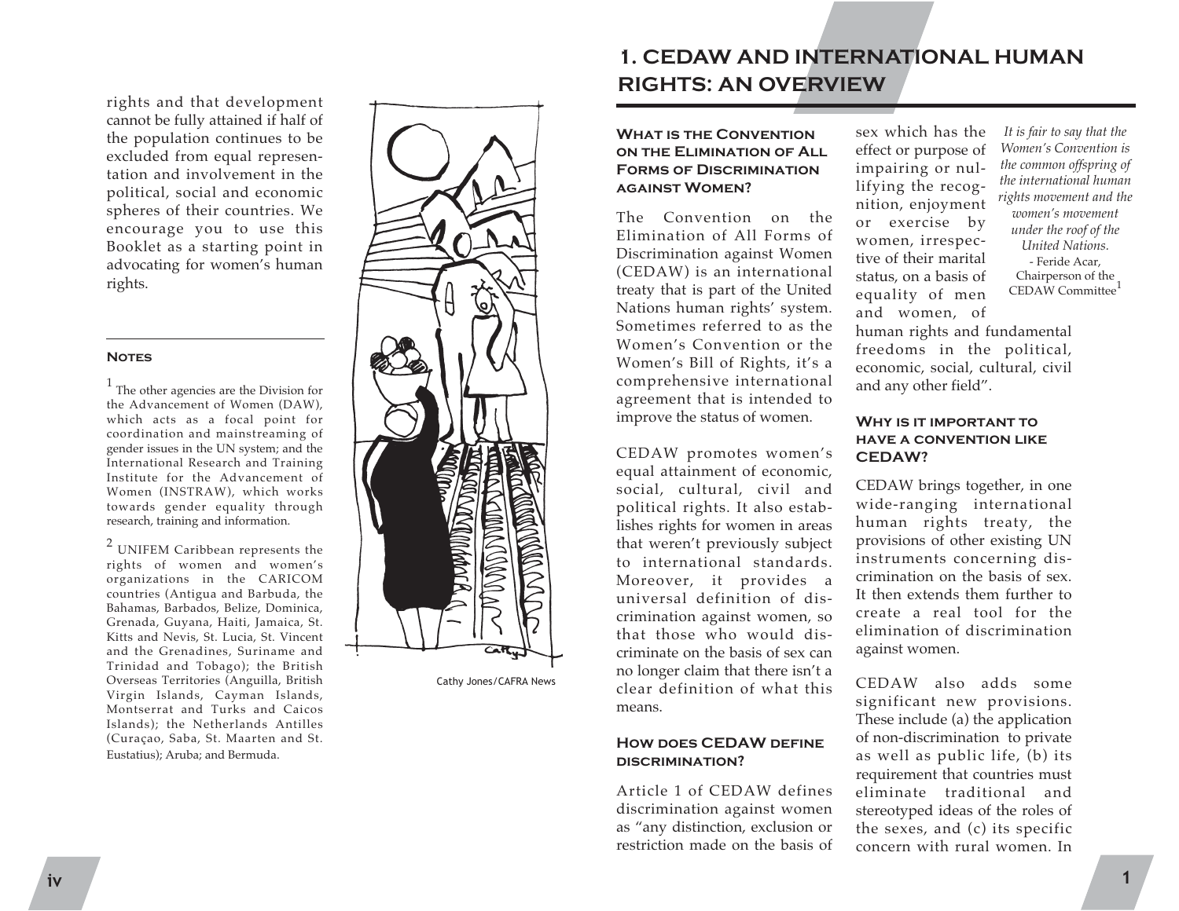rights and that development cannot be fully attained if half of the population continues to be excluded from equal representation and involvement in the political, social and economic spheres of their countries. We encourage you to use this Booklet as a starting point in advocating for women's human rights.

**Notes**

[1] The other agencies are the Division for the Advancement of Women (DAW), which acts as a focal point for coordination and mainstreaming of gender issues in the UN system; and the International Research and Training Institute for the Advancement of Women (INSTRAW), which works towards gender equality through research, training and information.

[2] UNIFEM Caribbean represents the rights of women and women's organizations in the CARICOM countries (Antigua and Barbuda, the Bahamas, Barbados, Belize, Dominica, Grenada, Guyana, Haiti, Jamaica, St. Kitts and Nevis, St. Lucia, St. Vincent and the Grenadines, Suriname and Trinidad and Tobago); the British Overseas Territories (Anguilla, British Virgin Islands, Cayman Islands, Montserrat and Turks and Caicos Islands); the Netherlands Antilles (Curaçao, Saba, St. Maarten and St. Eustatius); Aruba; and Bermuda.

Cathy Jones/CAFRA News

# 1. CEDAW AND INTERNATIONAL HUMAN RIGHTS: AN OVERVIEW

### What is the Convention on the Elimination of All Forms of Discrimination against Women?

The Convention on the Elimination of All Forms of Discrimination against Women (CEDAW) is an international treaty that is part of the United Nations human rights' system. Sometimes referred to as the Women's Convention or the Women's Bill of Rights, it's a comprehensive international agreement that is intended to improve the status of women.

CEDAW promotes women's equal attainment of economic, social, cultural, civil and political rights. It also establishes rights for women in areas that weren't previously subject to international standards. Moreover, it provides a universal definition of discrimination against women, so that those who would discriminate on the basis of sex can no longer claim that there isn't a clear definition of what this means.

### How does CEDAW define discrimination?

Article 1 of CEDAW defines discrimination against women as "any distinction, exclusion or restriction made on the basis of sex which has the effect or purpose of impairing or nullifying the recognition, enjoyment or exercise by women, irrespective of their marital status, on a basis of equality of men and women, of human rights and fundamental freedoms in the political, economic, social, cultural, civil and any other field".

*It is fair to say that the Women's Convention is the common offspring of the international human rights movement and the women's movement under the roof of the United Nations.*
- Feride Acar, Chairperson of the CEDAW Committee[1]

### Why is it important to have a convention like CEDAW?

CEDAW brings together, in one wide-ranging international human rights treaty, the provisions of other existing UN instruments concerning discrimination on the basis of sex. It then extends them further to create a real tool for the elimination of discrimination against women.

CEDAW also adds some significant new provisions. These include (a) the application of non-discrimination to private as well as public life, (b) its requirement that countries must eliminate traditional and stereotyped ideas of the roles of the sexes, and (c) its specific concern with rural women. In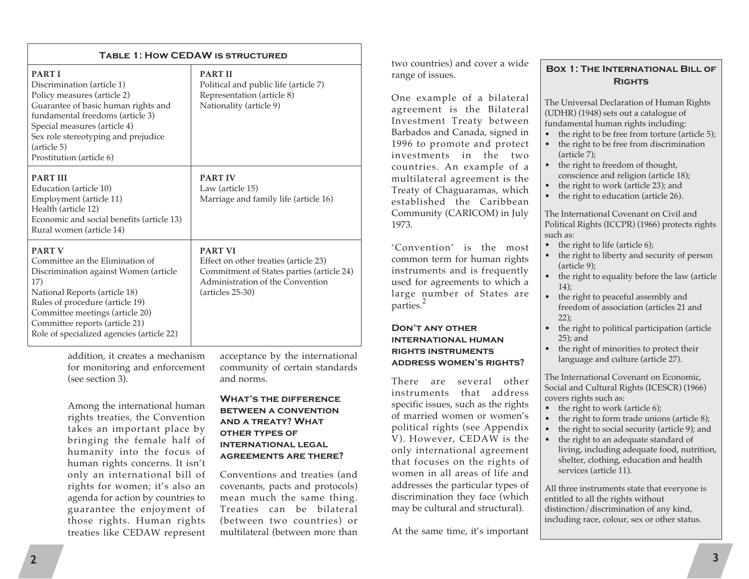**Table 1: How CEDAW is structured**

| | |
|---|---|
| **PART I**<br>Discrimination (article 1)<br>Policy measures (article 2)<br>Guarantee of basic human rights and fundamental freedoms (article 3)<br>Special measures (article 4)<br>Sex role stereotyping and prejudice (article 5)<br>Prostitution (article 6) | **PART II**<br>Political and public life (article 7)<br>Representation (article 8)<br>Nationality (article 9) |
| **PART III**<br>Education (article 10)<br>Employment (article 11)<br>Health (article 12)<br>Economic and social benefits (article 13)<br>Rural women (article 14) | **PART IV**<br>Law (article 15)<br>Marriage and family life (article 16) |
| **PART V**<br>Committee an the Elimination of Discrimination against Women (article 17)<br>National Reports (article 18)<br>Rules of procedure (article 19)<br>Committee meetings (article 20)<br>Committee reports (article 21)<br>Role of specialized agencies (article 22) | **PART VI**<br>Effect on other treaties (article 23)<br>Commitment of States parties (article 24)<br>Administration of the Convention (articles 25-30) |

addition, it creates a mechanism for monitoring and enforcement (see section 3).

Among the international human rights treaties, the Convention takes an important place by bringing the female half of humanity into the focus of human rights concerns. It isn't only an international bill of rights for women; it's also an agenda for action by countries to guarantee the enjoyment of those rights. Human rights treaties like CEDAW represent acceptance by the international community of certain standards and norms.

### What's the difference between a convention and a treaty? What other types of international legal agreements are there?

Conventions and treaties (and covenants, pacts and protocols) mean much the same thing. Treaties can be bilateral (between two countries) or multilateral (between more than two countries) and cover a wide range of issues.

One example of a bilateral agreement is the Bilateral Investment Treaty between Barbados and Canada, signed in 1996 to promote and protect investments in the two countries. An example of a multilateral agreement is the Treaty of Chaguaramas, which established the Caribbean Community (CARICOM) in July 1973.

'Convention' is the most common term for human rights instruments and is frequently used for agreements to which a large number of States are parties.[2]

### Don't any other international human rights instruments address women's rights?

There are several other instruments that address specific issues, such as the rights of married women or women's political rights (see Appendix V). However, CEDAW is the only international agreement that focuses on the rights of women in all areas of life and addresses the particular types of discrimination they face (which may be cultural and structural).

At the same time, it's important

**Box 1: The International Bill of Rights**

The Universal Declaration of Human Rights (UDHR) (1948) sets out a catalogue of fundamental human rights including:

- the right to be free from torture (article 5);
- the right to be free from discrimination (article 7);
- the right to freedom of thought, conscience and religion (article 18);
- the right to work (article 23); and
- the right to education (article 26).

The International Covenant on Civil and Political Rights (ICCPR) (1966) protects rights such as:

- the right to life (article 6);
- the right to liberty and security of person (article 9);
- the right to equality before the law (article 14);
- the right to peaceful assembly and freedom of association (articles 21 and 22);
- the right to political participation (article 25); and
- the right of minorities to protect their language and culture (article 27).

The International Covenant on Economic, Social and Cultural Rights (ICESCR) (1966) covers rights such as:

- the right to work (article 6);
- the right to form trade unions (article 8);
- the right to social security (article 9); and
- the right to an adequate standard of living, including adequate food, nutrition, shelter, clothing, education and health services (article 11).

All three instruments state that everyone is entitled to all the rights without distinction/discrimination of any kind, including race, colour, sex or other status.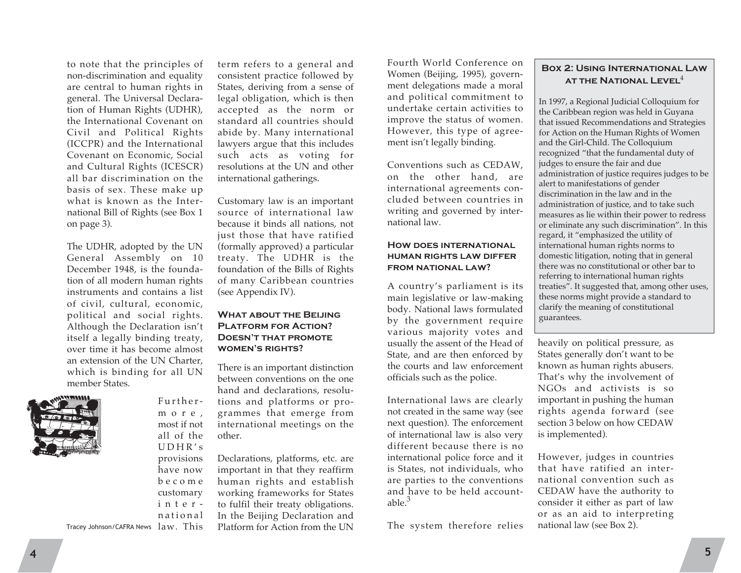to note that the principles of non-discrimination and equality are central to human rights in general. The Universal Declaration of Human Rights (UDHR), the International Covenant on Civil and Political Rights (ICCPR) and the International Covenant on Economic, Social and Cultural Rights (ICESCR) all bar discrimination on the basis of sex. These make up what is known as the International Bill of Rights (see Box 1 on page 3).

The UDHR, adopted by the UN General Assembly on 10 December 1948, is the foundation of all modern human rights instruments and contains a list of civil, cultural, economic, political and social rights. Although the Declaration isn't itself a legally binding treaty, over time it has become almost an extension of the UN Charter, which is binding for all UN member States.

Tracey Johnson/CAFRA News

Furthermore, most if not all of the UDHR's provisions have now become customary international law. This term refers to a general and consistent practice followed by States, deriving from a sense of legal obligation, which is then accepted as the norm or standard all countries should abide by. Many international lawyers argue that this includes such acts as voting for resolutions at the UN and other international gatherings.

Customary law is an important source of international law because it binds all nations, not just those that have ratified (formally approved) a particular treaty. The UDHR is the foundation of the Bills of Rights of many Caribbean countries (see Appendix IV).

### What about the Beijing Platform for Action? Doesn't that promote women's rights?

There is an important distinction between conventions on the one hand and declarations, resolutions and platforms or programmes that emerge from international meetings on the other.

Declarations, platforms, etc. are important in that they reaffirm human rights and establish working frameworks for States to fulfil their treaty obligations. In the Beijing Declaration and Platform for Action from the UN Fourth World Conference on Women (Beijing, 1995), government delegations made a moral and political commitment to undertake certain activities to improve the status of women. However, this type of agreement isn't legally binding.

Conventions such as CEDAW, on the other hand, are international agreements concluded between countries in writing and governed by international law.

### How does international human rights law differ from national law?

A country's parliament is its main legislative or law-making body. National laws formulated by the government require various majority votes and usually the assent of the Head of State, and are then enforced by the courts and law enforcement officials such as the police.

International laws are clearly not created in the same way (see next question). The enforcement of international law is also very different because there is no international police force and it is States, not individuals, who are parties to the conventions and have to be held accountable.[3]

The system therefore relies heavily on political pressure, as States generally don't want to be known as human rights abusers. That's why the involvement of NGOs and activists is so important in pushing the human rights agenda forward (see section 3 below on how CEDAW is implemented).

However, judges in countries that have ratified an international convention such as CEDAW have the authority to consider it either as part of law or as an aid to interpreting national law (see Box 2).

> **Box 2: Using International Law at the National Level**[4]
>
> In 1997, a Regional Judicial Colloquium for the Caribbean region was held in Guyana that issued Recommendations and Strategies for Action on the Human Rights of Women and the Girl-Child. The Colloquium recognized "that the fundamental duty of judges to ensure the fair and due administration of justice requires judges to be alert to manifestations of gender discrimination in the law and in the administration of justice, and to take such measures as lie within their power to redress or eliminate any such discrimination". In this regard, it "emphasized the utility of international human rights norms to domestic litigation, noting that in general there was no constitutional or other bar to referring to international human rights treaties". It suggested that, among other uses, these norms might provide a standard to clarify the meaning of constitutional guarantees.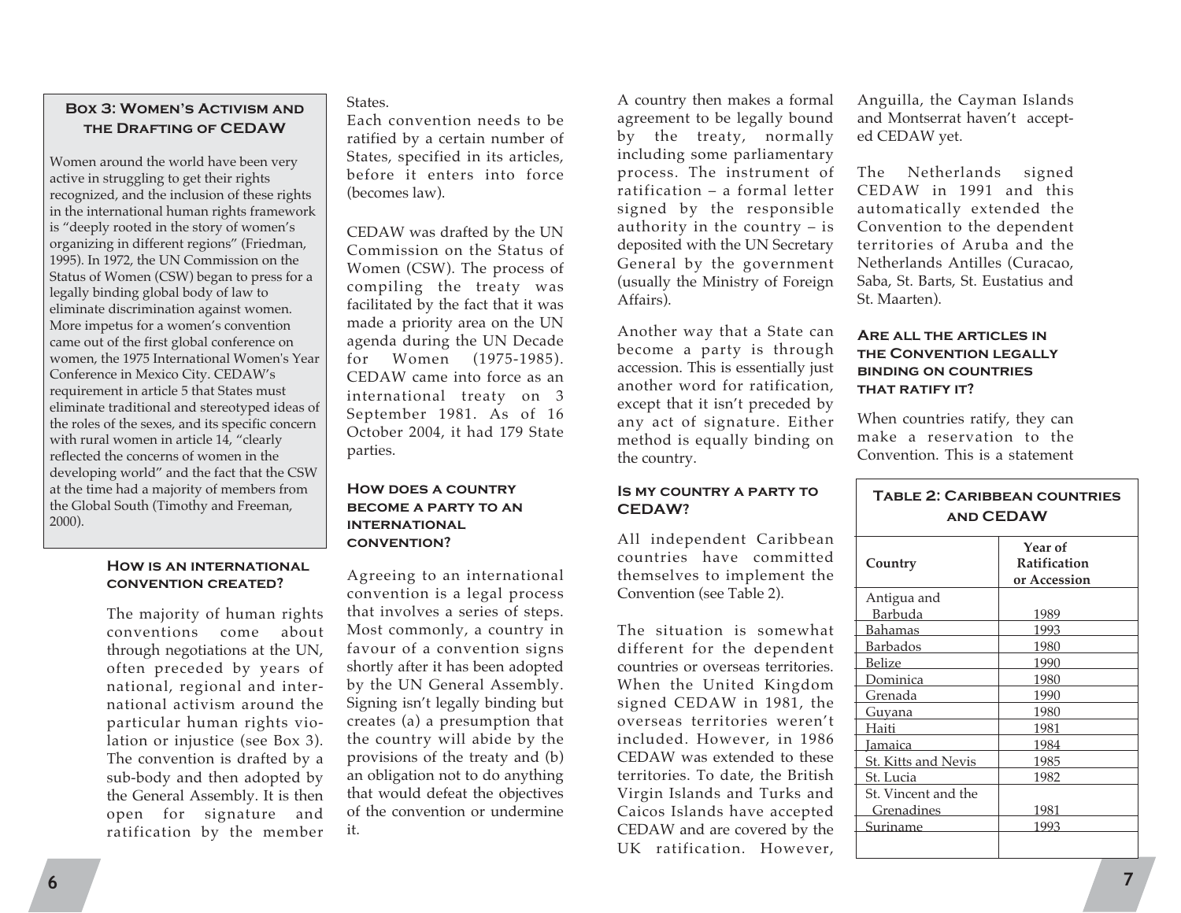### Box 3: Women's Activism and the Drafting of CEDAW

Women around the world have been very active in struggling to get their rights recognized, and the inclusion of these rights in the international human rights framework is "deeply rooted in the story of women's organizing in different regions" (Friedman, 1995). In 1972, the UN Commission on the Status of Women (CSW) began to press for a legally binding global body of law to eliminate discrimination against women. More impetus for a women's convention came out of the first global conference on women, the 1975 International Women's Year Conference in Mexico City. CEDAW's requirement in article 5 that States must eliminate traditional and stereotyped ideas of the roles of the sexes, and its specific concern with rural women in article 14, "clearly reflected the concerns of women in the developing world" and the fact that the CSW at the time had a majority of members from the Global South (Timothy and Freeman, 2000).

## How is an international convention created?

The majority of human rights conventions come about through negotiations at the UN, often preceded by years of national, regional and international activism around the particular human rights violation or injustice (see Box 3). The convention is drafted by a sub-body and then adopted by the General Assembly. It is then open for signature and ratification by the member States.

Each convention needs to be ratified by a certain number of States, specified in its articles, before it enters into force (becomes law).

CEDAW was drafted by the UN Commission on the Status of Women (CSW). The process of compiling the treaty was facilitated by the fact that it was made a priority area on the UN agenda during the UN Decade for Women (1975-1985). CEDAW came into force as an international treaty on 3 September 1981. As of 16 October 2004, it had 179 State parties.

## How does a country become a party to an international convention?

Agreeing to an international convention is a legal process that involves a series of steps. Most commonly, a country in favour of a convention signs shortly after it has been adopted by the UN General Assembly. Signing isn't legally binding but creates (a) a presumption that the country will abide by the provisions of the treaty and (b) an obligation not to do anything that would defeat the objectives of the convention or undermine it.

A country then makes a formal agreement to be legally bound by the treaty, normally including some parliamentary process. The instrument of ratification – a formal letter signed by the responsible authority in the country – is deposited with the UN Secretary General by the government (usually the Ministry of Foreign Affairs).

Another way that a State can become a party is through accession. This is essentially just another word for ratification, except that it isn't preceded by any act of signature. Either method is equally binding on the country.

## Is my country a party to CEDAW?

All independent Caribbean countries have committed themselves to implement the Convention (see Table 2).

The situation is somewhat different for the dependent countries or overseas territories. When the United Kingdom signed CEDAW in 1981, the overseas territories weren't included. However, in 1986 CEDAW was extended to these territories. To date, the British Virgin Islands and Turks and Caicos Islands have accepted CEDAW and are covered by the UK ratification. However, Anguilla, the Cayman Islands and Montserrat haven't accepted CEDAW yet.

The Netherlands signed CEDAW in 1991 and this automatically extended the Convention to the dependent territories of Aruba and the Netherlands Antilles (Curacao, Saba, St. Barts, St. Eustatius and St. Maarten).

## Are all the articles in the Convention legally binding on countries that ratify it?

When countries ratify, they can make a reservation to the Convention. This is a statement

**Table 2: Caribbean countries and CEDAW**

| Country | Year of Ratification or Accession |
|---|---|
| Antigua and Barbuda | 1989 |
| Bahamas | 1993 |
| Barbados | 1980 |
| Belize | 1990 |
| Dominica | 1980 |
| Grenada | 1990 |
| Guyana | 1980 |
| Haiti | 1981 |
| Jamaica | 1984 |
| St. Kitts and Nevis | 1985 |
| St. Lucia | 1982 |
| St. Vincent and the Grenadines | 1981 |
| Suriname | 1993 |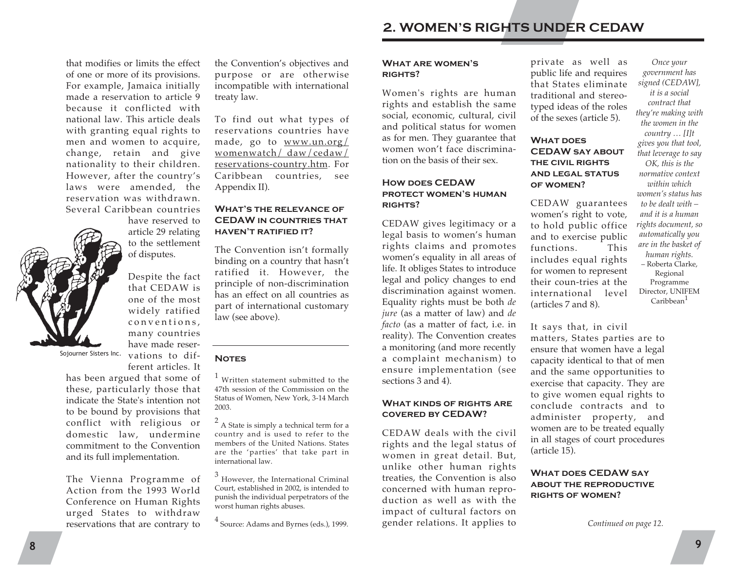that modifies or limits the effect of one or more of its provisions. For example, Jamaica initially made a reservation to article 9 because it conflicted with national law. This article deals with granting equal rights to men and women to acquire, change, retain and give nationality to their children. However, after the country's laws were amended, the reservation was withdrawn. Several Caribbean countries have reserved to article 29 relating to the settlement of disputes.

Sojourner Sisters Inc.

Despite the fact that CEDAW is one of the most widely ratified conventions, many countries have made reservations to different articles. It has been argued that some of these, particularly those that indicate the State's intention not to be bound by provisions that conflict with religious or domestic law, undermine commitment to the Convention and its full implementation.

The Vienna Programme of Action from the 1993 World Conference on Human Rights urged States to withdraw reservations that are contrary to the Convention's objectives and purpose or are otherwise incompatible with international treaty law.

To find out what types of reservations countries have made, go to www.un.org/womenwatch/daw/cedaw/reservations-country.htm. For Caribbean countries, see Appendix II).

### What's the relevance of CEDAW in countries that haven't ratified it?

The Convention isn't formally binding on a country that hasn't ratified it. However, the principle of non-discrimination has an effect on all countries as part of international customary law (see above).

### Notes

[1] Written statement submitted to the 47th session of the Commission on the Status of Women, New York, 3-14 March 2003.

[2] A State is simply a technical term for a country and is used to refer to the members of the United Nations. States are the 'parties' that take part in international law.

[3] However, the International Criminal Court, established in 2002, is intended to punish the individual perpetrators of the worst human rights abuses.

[4] Source: Adams and Byrnes (eds.), 1999.

## 2. Women's Rights Under CEDAW

### What are women's rights?

Women's rights are human rights and establish the same social, economic, cultural, civil and political status for women as for men. They guarantee that women won't face discrimination on the basis of their sex.

### How does CEDAW protect women's human rights?

CEDAW gives legitimacy or a legal basis to women's human rights claims and promotes women's equality in all areas of life. It obliges States to introduce legal and policy changes to end discrimination against women. Equality rights must be both *de jure* (as a matter of law) and *de facto* (as a matter of fact, i.e. in reality). The Convention creates a monitoring (and more recently a complaint mechanism) to ensure implementation (see sections 3 and 4).

### What kinds of rights are covered by CEDAW?

CEDAW deals with the civil rights and the legal status of women in great detail. But, unlike other human rights treaties, the Convention is also concerned with human reproduction as well as with the impact of cultural factors on gender relations. It applies to private as well as public life and requires that States eliminate traditional and stereotyped ideas of the roles of the sexes (article 5).

*Once your government has signed (CEDAW], it is a social contract that they're making with the women in the country … [I]t gives you that tool, that leverage to say OK, this is the normative context within which women's status has to be dealt with – and it is a human rights document, so automatically you are in the basket of human rights.*
– Roberta Clarke, Regional Programme Director, UNIFEM Caribbean[1]

### What does CEDAW say about the civil rights and legal status of women?

CEDAW guarantees women's right to vote, to hold public office and to exercise public functions. This includes equal rights for women to represent their coun-tries at the international level (articles 7 and 8).

It says that, in civil matters, States parties are to ensure that women have a legal capacity identical to that of men and the same opportunities to exercise that capacity. They are to give women equal rights to conclude contracts and to administer property, and women are to be treated equally in all stages of court procedures (article 15).

### What does CEDAW say about the reproductive rights of women?

*Continued on page 12.*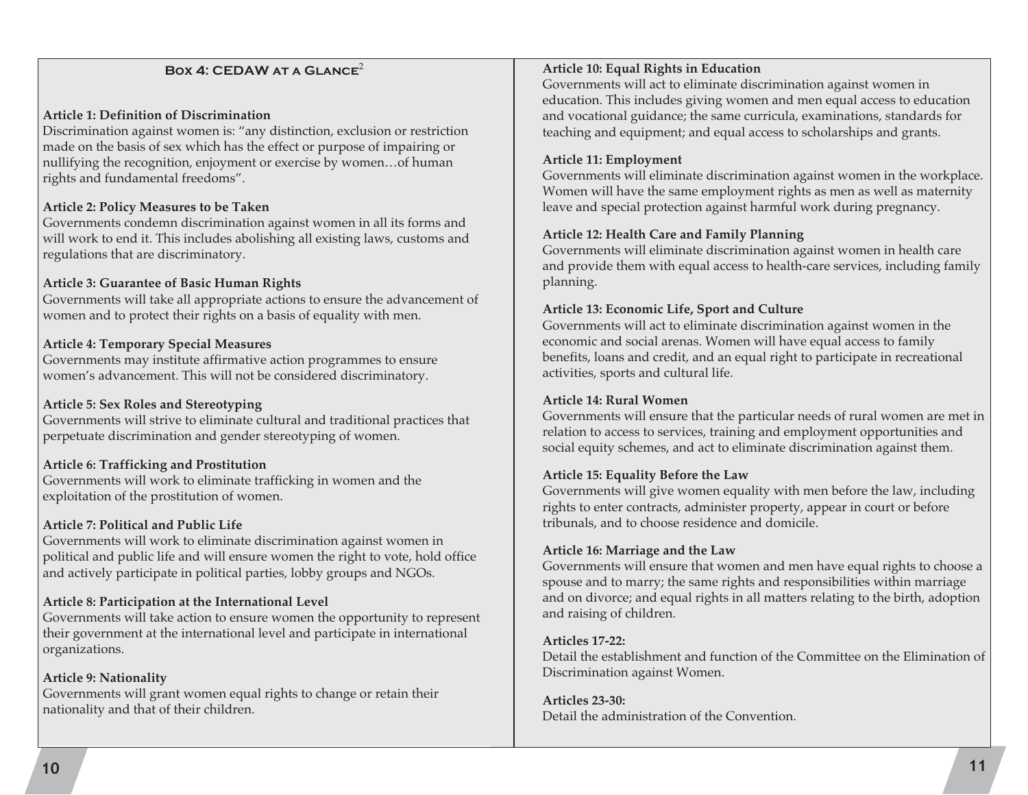## Box 4: CEDAW at a Glance[2]

**Article 1: Definition of Discrimination**
Discrimination against women is: "any distinction, exclusion or restriction made on the basis of sex which has the effect or purpose of impairing or nullifying the recognition, enjoyment or exercise by women…of human rights and fundamental freedoms".

**Article 2: Policy Measures to be Taken**
Governments condemn discrimination against women in all its forms and will work to end it. This includes abolishing all existing laws, customs and regulations that are discriminatory.

**Article 3: Guarantee of Basic Human Rights**
Governments will take all appropriate actions to ensure the advancement of women and to protect their rights on a basis of equality with men.

**Article 4: Temporary Special Measures**
Governments may institute affirmative action programmes to ensure women's advancement. This will not be considered discriminatory.

**Article 5: Sex Roles and Stereotyping**
Governments will strive to eliminate cultural and traditional practices that perpetuate discrimination and gender stereotyping of women.

**Article 6: Trafficking and Prostitution**
Governments will work to eliminate trafficking in women and the exploitation of the prostitution of women.

**Article 7: Political and Public Life**
Governments will work to eliminate discrimination against women in political and public life and will ensure women the right to vote, hold office and actively participate in political parties, lobby groups and NGOs.

**Article 8: Participation at the International Level**
Governments will take action to ensure women the opportunity to represent their government at the international level and participate in international organizations.

**Article 9: Nationality**
Governments will grant women equal rights to change or retain their nationality and that of their children.

**Article 10: Equal Rights in Education**
Governments will act to eliminate discrimination against women in education. This includes giving women and men equal access to education and vocational guidance; the same curricula, examinations, standards for teaching and equipment; and equal access to scholarships and grants.

**Article 11: Employment**
Governments will eliminate discrimination against women in the workplace. Women will have the same employment rights as men as well as maternity leave and special protection against harmful work during pregnancy.

**Article 12: Health Care and Family Planning**
Governments will eliminate discrimination against women in health care and provide them with equal access to health-care services, including family planning.

**Article 13: Economic Life, Sport and Culture**
Governments will act to eliminate discrimination against women in the economic and social arenas. Women will have equal access to family benefits, loans and credit, and an equal right to participate in recreational activities, sports and cultural life.

**Article 14: Rural Women**
Governments will ensure that the particular needs of rural women are met in relation to access to services, training and employment opportunities and social equity schemes, and act to eliminate discrimination against them.

**Article 15: Equality Before the Law**
Governments will give women equality with men before the law, including rights to enter contracts, administer property, appear in court or before tribunals, and to choose residence and domicile.

**Article 16: Marriage and the Law**
Governments will ensure that women and men have equal rights to choose a spouse and to marry; the same rights and responsibilities within marriage and on divorce; and equal rights in all matters relating to the birth, adoption and raising of children.

**Articles 17-22:**
Detail the establishment and function of the Committee on the Elimination of Discrimination against Women.

**Articles 23-30:**
Detail the administration of the Convention.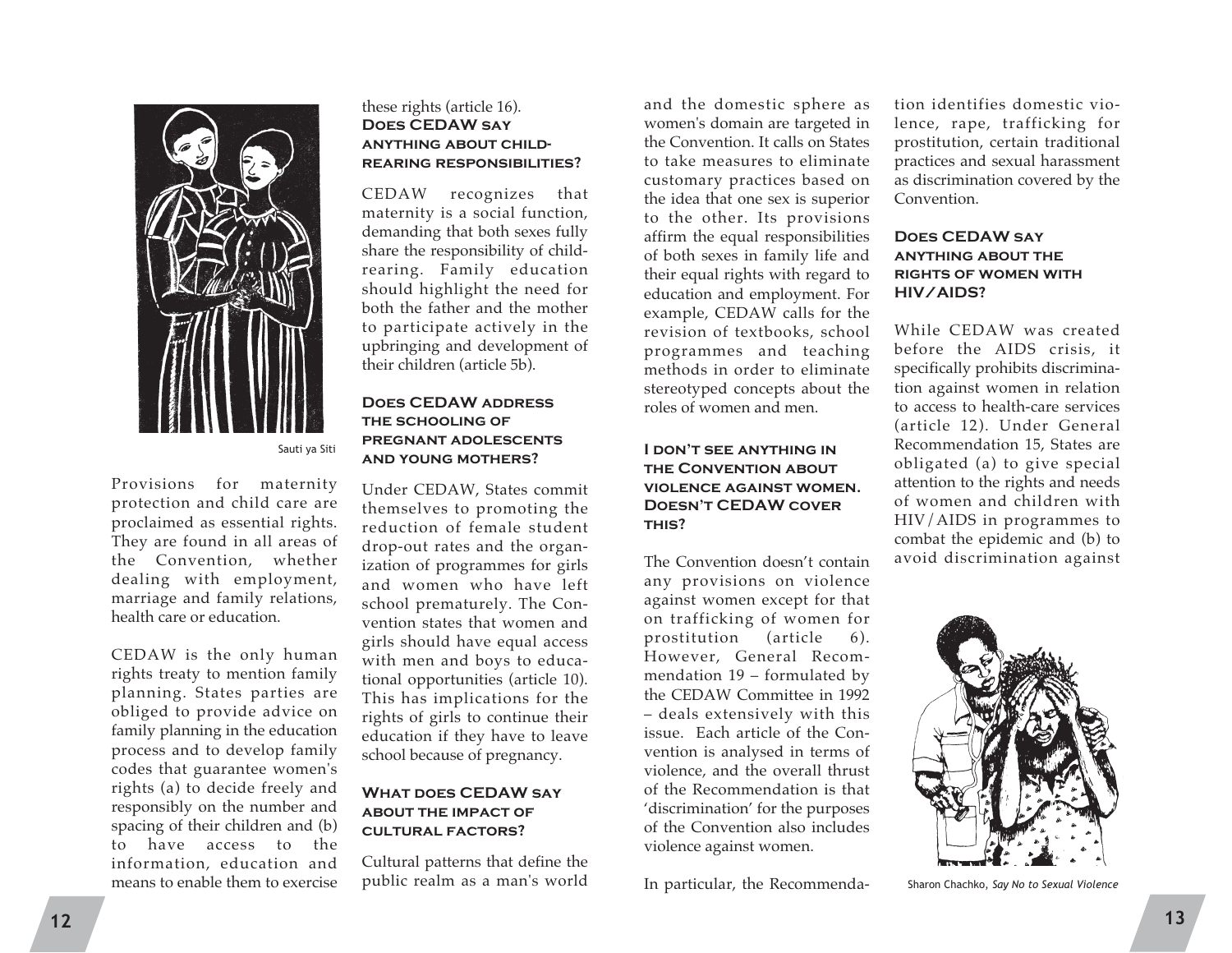Sauti ya Siti

Provisions for maternity protection and child care are proclaimed as essential rights. They are found in all areas of the Convention, whether dealing with employment, marriage and family relations, health care or education.

CEDAW is the only human rights treaty to mention family planning. States parties are obliged to provide advice on family planning in the education process and to develop family codes that guarantee women's rights (a) to decide freely and responsibly on the number and spacing of their children and (b) to have access to the information, education and means to enable them to exercise these rights (article 16).

### Does CEDAW say anything about child-rearing responsibilities?

CEDAW recognizes that maternity is a social function, demanding that both sexes fully share the responsibility of child-rearing. Family education should highlight the need for both the father and the mother to participate actively in the upbringing and development of their children (article 5b).

### Does CEDAW address the schooling of pregnant adolescents and young mothers?

Under CEDAW, States commit themselves to promoting the reduction of female student drop-out rates and the organization of programmes for girls and women who have left school prematurely. The Convention states that women and girls should have equal access with men and boys to educational opportunities (article 10). This has implications for the rights of girls to continue their education if they have to leave school because of pregnancy.

### What does CEDAW say about the impact of cultural factors?

Cultural patterns that define the public realm as a man's world and the domestic sphere as women's domain are targeted in the Convention. It calls on States to take measures to eliminate customary practices based on the idea that one sex is superior to the other. Its provisions affirm the equal responsibilities of both sexes in family life and their equal rights with regard to education and employment. For example, CEDAW calls for the revision of textbooks, school programmes and teaching methods in order to eliminate stereotyped concepts about the roles of women and men.

### I don't see anything in the Convention about violence against women. Doesn't CEDAW cover this?

The Convention doesn't contain any provisions on violence against women except for that on trafficking of women for prostitution (article 6). However, General Recommendation 19 – formulated by the CEDAW Committee in 1992 – deals extensively with this issue. Each article of the Convention is analysed in terms of violence, and the overall thrust of the Recommendation is that 'discrimination' for the purposes of the Convention also includes violence against women.

In particular, the Recommendation identifies domestic violence, rape, trafficking for prostitution, certain traditional practices and sexual harassment as discrimination covered by the Convention.

### Does CEDAW say anything about the rights of women with HIV/AIDS?

While CEDAW was created before the AIDS crisis, it specifically prohibits discrimination against women in relation to access to health-care services (article 12). Under General Recommendation 15, States are obligated (a) to give special attention to the rights and needs of women and children with HIV/AIDS in programmes to combat the epidemic and (b) to avoid discrimination against

Sharon Chachko, *Say No to Sexual Violence*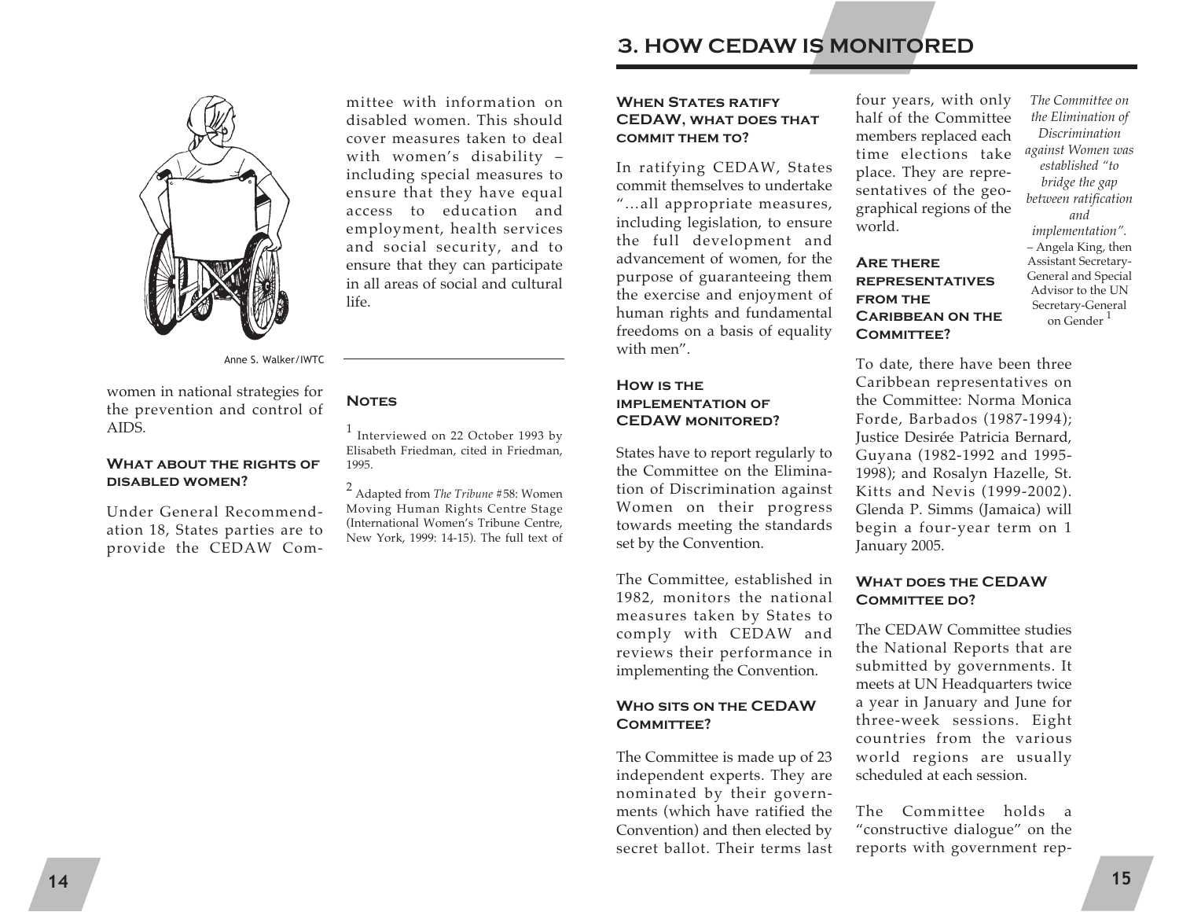women in national strategies for the prevention and control of AIDS.

### What about the rights of disabled women?

Under General Recommendation 18, States parties are to provide the CEDAW Committee with information on disabled women. This should cover measures taken to deal with women's disability – including special measures to ensure that they have equal access to education and employment, health services and social security, and to ensure that they can participate in all areas of social and cultural life.

Anne S. Walker/IWTC

### Notes

[1] Interviewed on 22 October 1993 by Elisabeth Friedman, cited in Friedman, 1995.

[2] Adapted from *The Tribune* #58: Women Moving Human Rights Centre Stage (International Women's Tribune Centre, New York, 1999: 14-15). The full text of

## 3. How CEDAW is Monitored

### When States ratify CEDAW, what does that commit them to?

In ratifying CEDAW, States commit themselves to undertake "…all appropriate measures, including legislation, to ensure the full development and advancement of women, for the purpose of guaranteeing them the exercise and enjoyment of human rights and fundamental freedoms on a basis of equality with men".

### How is the implementation of CEDAW monitored?

States have to report regularly to the Committee on the Elimination of Discrimination against Women on their progress towards meeting the standards set by the Convention.

The Committee, established in 1982, monitors the national measures taken by States to comply with CEDAW and reviews their performance in implementing the Convention.

### Who sits on the CEDAW Committee?

The Committee is made up of 23 independent experts. They are nominated by their governments (which have ratified the Convention) and then elected by secret ballot. Their terms last four years, with only half of the Committee members replaced each time elections take place. They are representatives of the geographical regions of the world.

### Are there representatives from the Caribbean on the Committee?

To date, there have been three Caribbean representatives on the Committee: Norma Monica Forde, Barbados (1987-1994); Justice Desirée Patricia Bernard, Guyana (1982-1992 and 1995-1998); and Rosalyn Hazelle, St. Kitts and Nevis (1999-2002). Glenda P. Simms (Jamaica) will begin a four-year term on 1 January 2005.

*The Committee on the Elimination of Discrimination against Women was established "to bridge the gap between ratification and implementation".*
– Angela King, then Assistant Secretary-General and Special Advisor to the UN Secretary-General on Gender [1]

### What does the CEDAW Committee do?

The CEDAW Committee studies the National Reports that are submitted by governments. It meets at UN Headquarters twice a year in January and June for three-week sessions. Eight countries from the various world regions are usually scheduled at each session.

The Committee holds a "constructive dialogue" on the reports with government rep-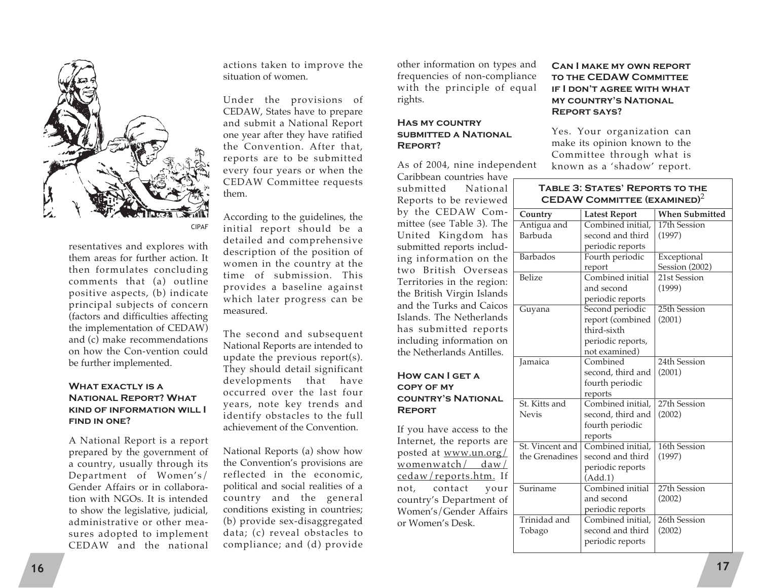CIPAF

resentatives and explores with them areas for further action. It then formulates concluding comments that (a) outline positive aspects, (b) indicate principal subjects of concern (factors and difficulties affecting the implementation of CEDAW) and (c) make recommendations on how the Con-vention could be further implemented.

### What exactly is a National Report? What kind of information will I find in one?

A National Report is a report prepared by the government of a country, usually through its Department of Women's/ Gender Affairs or in collaboration with NGOs. It is intended to show the legislative, judicial, administrative or other measures adopted to implement CEDAW and the national actions taken to improve the situation of women.

Under the provisions of CEDAW, States have to prepare and submit a National Report one year after they have ratified the Convention. After that, reports are to be submitted every four years or when the CEDAW Committee requests them.

According to the guidelines, the initial report should be a detailed and comprehensive description of the position of women in the country at the time of submission. This provides a baseline against which later progress can be measured.

The second and subsequent National Reports are intended to update the previous report(s). They should detail significant developments that have occurred over the last four years, note key trends and identify obstacles to the full achievement of the Convention.

National Reports (a) show how the Convention's provisions are reflected in the economic, political and social realities of a country and the general conditions existing in countries; (b) provide sex-disaggregated data; (c) reveal obstacles to compliance; and (d) provide other information on types and frequencies of non-compliance with the principle of equal rights.

### Has my country submitted a National Report?

As of 2004, nine independent Caribbean countries have submitted National Reports to be reviewed by the CEDAW Committee (see Table 3). The United Kingdom has submitted reports including information on the two British Overseas Territories in the region: the British Virgin Islands and the Turks and Caicos Islands. The Netherlands has submitted reports including information on the Netherlands Antilles.

### How can I get a copy of my country's National Report

If you have access to the Internet, the reports are posted at www.un.org/ womenwatch/ daw/ cedaw/reports.htm. If not, contact your country's Department of Women's/Gender Affairs or Women's Desk.

### Can I make my own report to the CEDAW Committee if I don't agree with what my country's National Report says?

Yes. Your organization can make its opinion known to the Committee through what is known as a 'shadow' report.

**Table 3: States' Reports to the CEDAW Committee (examined)**[2]

| Country | Latest Report | When Submitted |
|---|---|---|
| Antigua and Barbuda | Combined initial, second and third periodic reports | 17th Session (1997) |
| Barbados | Fourth periodic report | Exceptional Session (2002) |
| Belize | Combined initial and second periodic reports | 21st Session (1999) |
| Guyana | Second periodic report (combined third-sixth periodic reports, not examined) | 25th Session (2001) |
| Jamaica | Combined second, third and fourth periodic reports | 24th Session (2001) |
| St. Kitts and Nevis | Combined initial, second, third and fourth periodic reports | 27th Session (2002) |
| St. Vincent and the Grenadines | Combined initial, second and third periodic reports (Add.1) | 16th Session (1997) |
| Suriname | Combined initial and second periodic reports | 27th Session (2002) |
| Trinidad and Tobago | Combined initial, second and third periodic reports | 26th Session (2002) |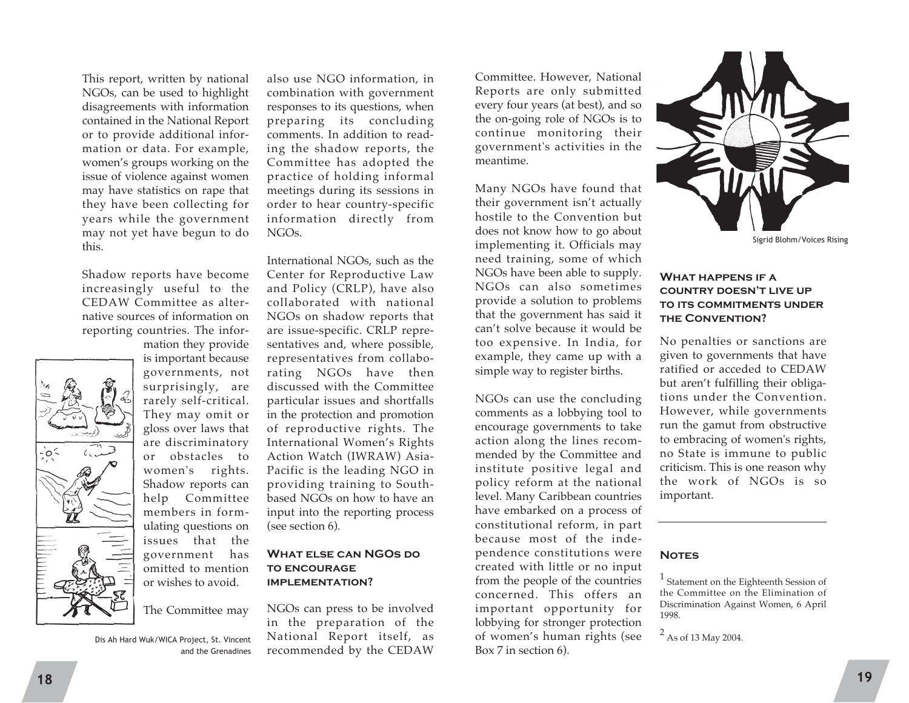This report, written by national NGOs, can be used to highlight disagreements with information contained in the National Report or to provide additional information or data. For example, women's groups working on the issue of violence against women may have statistics on rape that they have been collecting for years while the government may not yet have begun to do this.

Shadow reports have become increasingly useful to the CEDAW Committee as alternative sources of information on reporting countries. The information they provide is important because governments, not surprisingly, are rarely self-critical. They may omit or gloss over laws that are discriminatory or obstacles to women's rights. Shadow reports can help Committee members in formulating questions on issues that the government has omitted to mention or wishes to avoid.

Dis Ah Hard Wuk/WICA Project, St. Vincent and the Grenadines

The Committee may also use NGO information, in combination with government responses to its questions, when preparing its concluding comments. In addition to reading the shadow reports, the Committee has adopted the practice of holding informal meetings during its sessions in order to hear country-specific information directly from NGOs.

International NGOs, such as the Center for Reproductive Law and Policy (CRLP), have also collaborated with national NGOs on shadow reports that are issue-specific. CRLP representatives and, where possible, representatives from collaborating NGOs have then discussed with the Committee particular issues and shortfalls in the protection and promotion of reproductive rights. The International Women's Rights Action Watch (IWRAW) Asia-Pacific is the leading NGO in providing training to South-based NGOs on how to have an input into the reporting process (see section 6).

### What else can NGOs do to encourage implementation?

NGOs can press to be involved in the preparation of the National Report itself, as recommended by the CEDAW Committee. However, National Reports are only submitted every four years (at best), and so the on-going role of NGOs is to continue monitoring their government's activities in the meantime.

Many NGOs have found that their government isn't actually hostile to the Convention but does not know how to go about implementing it. Officials may need training, some of which NGOs have been able to supply. NGOs can also sometimes provide a solution to problems that the government has said it can't solve because it would be too expensive. In India, for example, they came up with a simple way to register births.

NGOs can use the concluding comments as a lobbying tool to encourage governments to take action along the lines recommended by the Committee and institute positive legal and policy reform at the national level. Many Caribbean countries have embarked on a process of constitutional reform, in part because most of the independence constitutions were created with little or no input from the people of the countries concerned. This offers an important opportunity for lobbying for stronger protection of women's human rights (see Box 7 in section 6).

Sigrid Blohm/Voices Rising

### What happens if a country doesn't live up to its commitments under the Convention?

No penalties or sanctions are given to governments that have ratified or acceded to CEDAW but aren't fulfilling their obligations under the Convention. However, while governments run the gamut from obstructive to embracing of women's rights, no State is immune to public criticism. This is one reason why the work of NGOs is so important.

### Notes

[1] Statement on the Eighteenth Session of the Committee on the Elimination of Discrimination Against Women, 6 April 1998.

[2] As of 13 May 2004.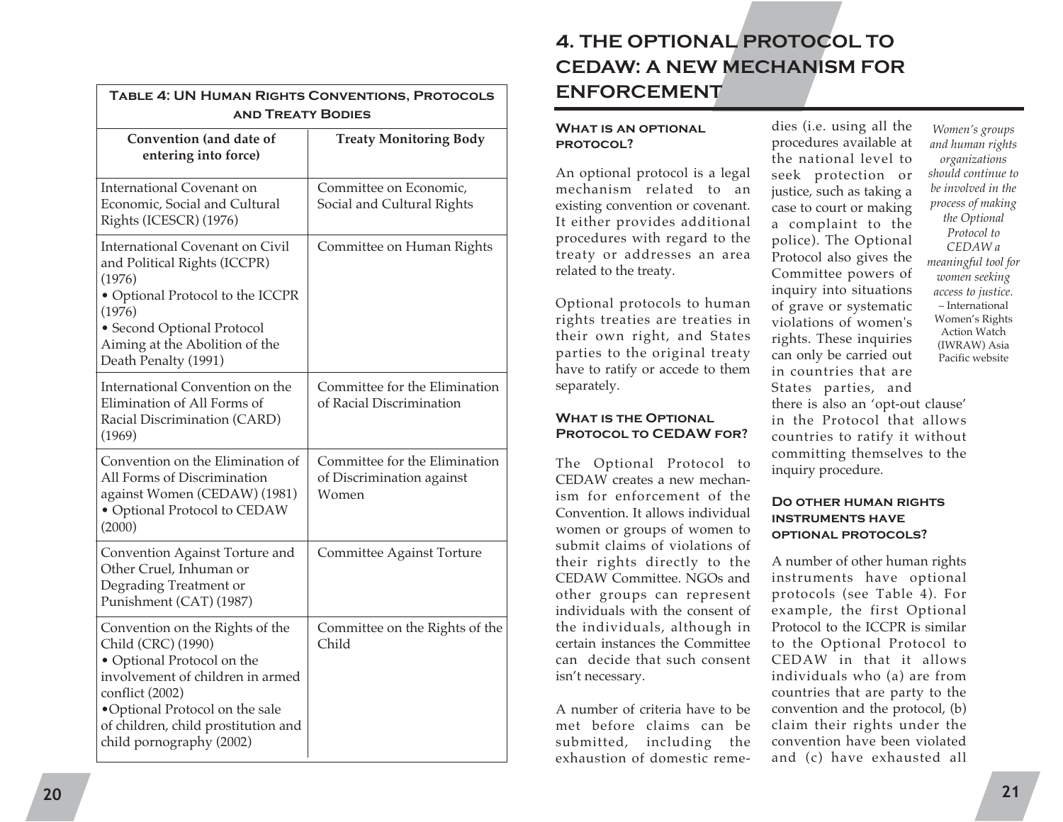**Table 4: UN Human Rights Conventions, Protocols and Treaty Bodies**

| Convention (and date of entering into force) | Treaty Monitoring Body |
|---|---|
| International Covenant on Economic, Social and Cultural Rights (ICESCR) (1976) | Committee on Economic, Social and Cultural Rights |
| International Covenant on Civil and Political Rights (ICCPR) (1976)<br>• Optional Protocol to the ICCPR (1976)<br>• Second Optional Protocol Aiming at the Abolition of the Death Penalty (1991) | Committee on Human Rights |
| International Convention on the Elimination of All Forms of Racial Discrimination (CARD) (1969) | Committee for the Elimination of Racial Discrimination |
| Convention on the Elimination of All Forms of Discrimination against Women (CEDAW) (1981)<br>• Optional Protocol to CEDAW (2000) | Committee for the Elimination of Discrimination against Women |
| Convention Against Torture and Other Cruel, Inhuman or Degrading Treatment or Punishment (CAT) (1987) | Committee Against Torture |
| Convention on the Rights of the Child (CRC) (1990)<br>• Optional Protocol on the involvement of children in armed conflict (2002)<br>• Optional Protocol on the sale of children, child prostitution and child pornography (2002) | Committee on the Rights of the Child |

# 4. THE OPTIONAL PROTOCOL TO CEDAW: A NEW MECHANISM FOR ENFORCEMENT

### What is an optional protocol?

An optional protocol is a legal mechanism related to an existing convention or covenant. It either provides additional procedures with regard to the treaty or addresses an area related to the treaty.

Optional protocols to human rights treaties are treaties in their own right, and States parties to the original treaty have to ratify or accede to them separately.

### What is the Optional Protocol to CEDAW for?

The Optional Protocol to CEDAW creates a new mechanism for enforcement of the Convention. It allows individual women or groups of women to submit claims of violations of their rights directly to the CEDAW Committee. NGOs and other groups can represent individuals with the consent of the individuals, although in certain instances the Committee can decide that such consent isn't necessary.

A number of criteria have to be met before claims can be submitted, including the exhaustion of domestic remedies (i.e. using all the procedures available at the national level to seek protection or justice, such as taking a case to court or making a complaint to the police). The Optional Protocol also gives the Committee powers of inquiry into situations of grave or systematic violations of women's rights. These inquiries can only be carried out in countries that are States parties, and there is also an 'opt-out clause' in the Protocol that allows countries to ratify it without committing themselves to the inquiry procedure.

> *Women's groups and human rights organizations should continue to be involved in the process of making the Optional Protocol to CEDAW a meaningful tool for women seeking access to justice.*
> – International Women's Rights Action Watch (IWRAW) Asia Pacific website

### Do other human rights instruments have optional protocols?

A number of other human rights instruments have optional protocols (see Table 4). For example, the first Optional Protocol to the ICCPR is similar to the Optional Protocol to CEDAW in that it allows individuals who (a) are from countries that are party to the convention and the protocol, (b) claim their rights under the convention have been violated and (c) have exhausted all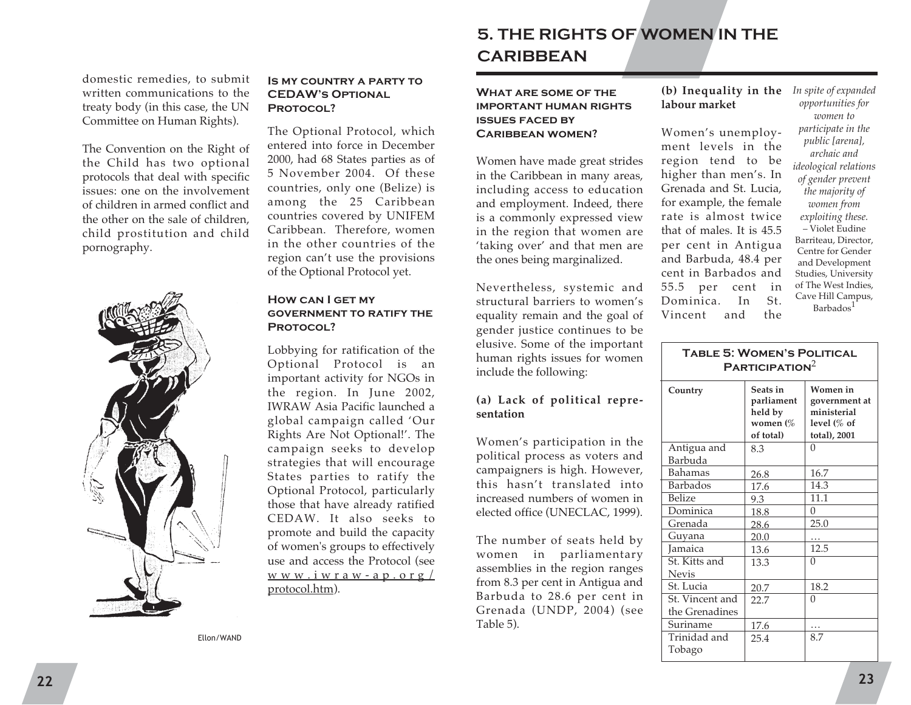domestic remedies, to submit written communications to the treaty body (in this case, the UN Committee on Human Rights).

The Convention on the Right of the Child has two optional protocols that deal with specific issues: one on the involvement of children in armed conflict and the other on the sale of children, child prostitution and child pornography.

Ellon/WAND

### Is my country a party to CEDAW's Optional Protocol?

The Optional Protocol, which entered into force in December 2000, had 68 States parties as of 5 November 2004. Of these countries, only one (Belize) is among the 25 Caribbean countries covered by UNIFEM Caribbean. Therefore, women in the other countries of the region can't use the provisions of the Optional Protocol yet.

### How can I get my government to ratify the Protocol?

Lobbying for ratification of the Optional Protocol is an important activity for NGOs in the region. In June 2002, IWRAW Asia Pacific launched a global campaign called 'Our Rights Are Not Optional!'. The campaign seeks to develop strategies that will encourage States parties to ratify the Optional Protocol, particularly those that have already ratified CEDAW. It also seeks to promote and build the capacity of women's groups to effectively use and access the Protocol (see www.iwraw-ap.org/protocol.htm).

# 5. The Rights of Women in the Caribbean

### What are some of the important human rights issues faced by Caribbean women?

Women have made great strides in the Caribbean in many areas, including access to education and employment. Indeed, there is a commonly expressed view in the region that women are 'taking over' and that men are the ones being marginalized.

Nevertheless, systemic and structural barriers to women's equality remain and the goal of gender justice continues to be elusive. Some of the important human rights issues for women include the following:

**(a) Lack of political representation**

Women's participation in the political process as voters and campaigners is high. However, this hasn't translated into increased numbers of women in elected office (UNECLAC, 1999).

The number of seats held by women in parliamentary assemblies in the region ranges from 8.3 per cent in Antigua and Barbuda to 28.6 per cent in Grenada (UNDP, 2004) (see Table 5).

**(b) Inequality in the labour market**

Women's unemployment levels in the region tend to be higher than men's. In Grenada and St. Lucia, for example, the female rate is almost twice that of males. It is 45.5 per cent in Antigua and Barbuda, 48.4 per cent in Barbados and 55.5 per cent in Dominica. In St. Vincent and the

*In spite of expanded opportunities for women to participate in the public [arena], archaic and ideological relations of gender prevent the majority of women from exploiting these.*
– Violet Eudine Barriteau, Director, Centre for Gender and Development Studies, University of The West Indies, Cave Hill Campus, Barbados[1]

**Table 5: Women's Political Participation[2]**

| Country | Seats in parliament held by women (% of total) | Women in government at ministerial level (% of total), 2001 |
|---|---|---|
| Antigua and Barbuda | 8.3 | 0 |
| Bahamas | 26.8 | 16.7 |
| Barbados | 17.6 | 14.3 |
| Belize | 9.3 | 11.1 |
| Dominica | 18.8 | 0 |
| Grenada | 28.6 | 25.0 |
| Guyana | 20.0 | … |
| Jamaica | 13.6 | 12.5 |
| St. Kitts and Nevis | 13.3 | 0 |
| St. Lucia | 20.7 | 18.2 |
| St. Vincent and the Grenadines | 22.7 | 0 |
| Suriname | 17.6 | … |
| Trinidad and Tobago | 25.4 | 8.7 |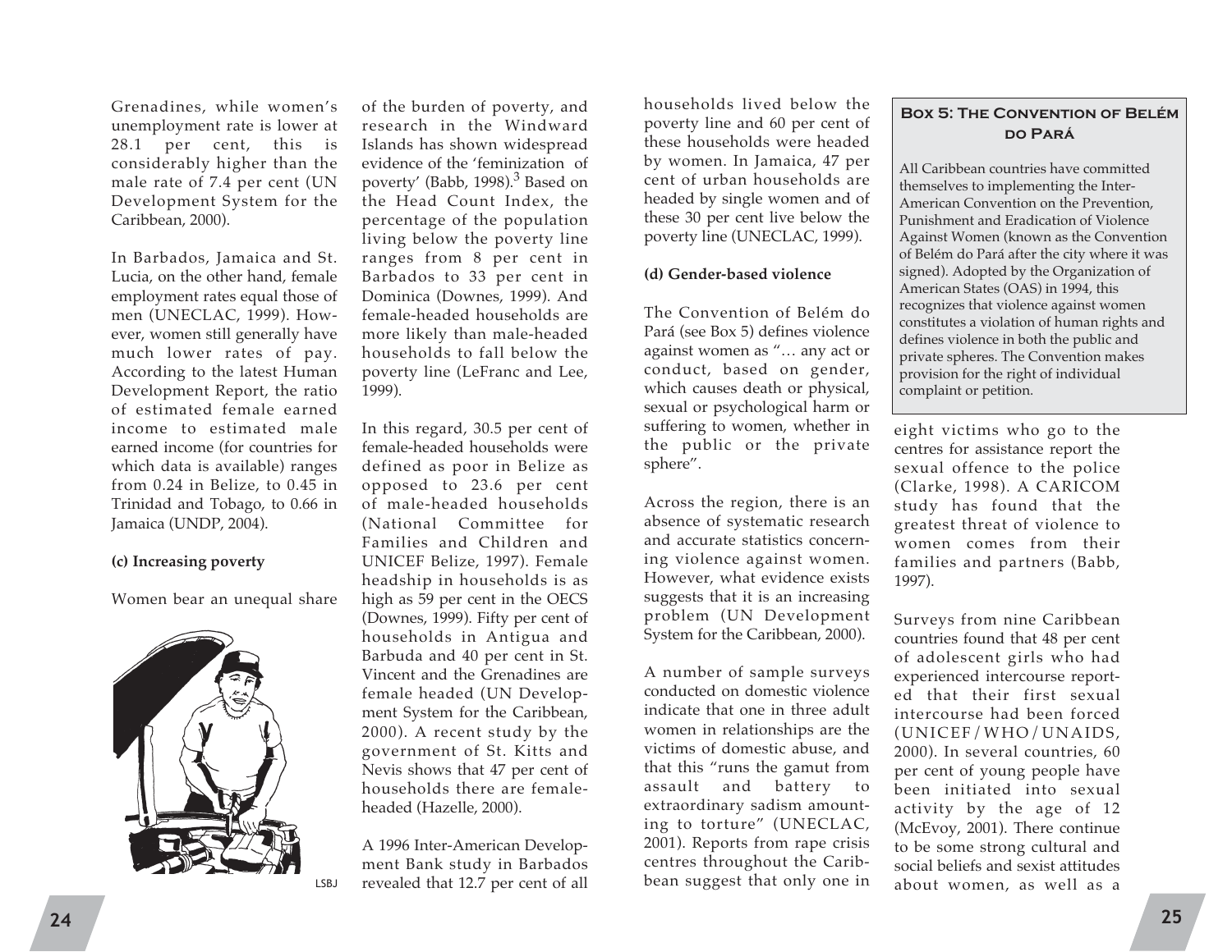Grenadines, while women's unemployment rate is lower at 28.1 per cent, this is considerably higher than the male rate of 7.4 per cent (UN Development System for the Caribbean, 2000).

In Barbados, Jamaica and St. Lucia, on the other hand, female employment rates equal those of men (UNECLAC, 1999). However, women still generally have much lower rates of pay. According to the latest Human Development Report, the ratio of estimated female earned income to estimated male earned income (for countries for which data is available) ranges from 0.24 in Belize, to 0.45 in Trinidad and Tobago, to 0.66 in Jamaica (UNDP, 2004).

**(c) Increasing poverty**

Women bear an unequal share of the burden of poverty, and research in the Windward Islands has shown widespread evidence of the 'feminization of poverty' (Babb, 1998).[3] Based on the Head Count Index, the percentage of the population living below the poverty line ranges from 8 per cent in Barbados to 33 per cent in Dominica (Downes, 1999). And female-headed households are more likely than male-headed households to fall below the poverty line (LeFranc and Lee, 1999).

LSBJ

In this regard, 30.5 per cent of female-headed households were defined as poor in Belize as opposed to 23.6 per cent of male-headed households (National Committee for Families and Children and UNICEF Belize, 1997). Female headship in households is as high as 59 per cent in the OECS (Downes, 1999). Fifty per cent of households in Antigua and Barbuda and 40 per cent in St. Vincent and the Grenadines are female headed (UN Development System for the Caribbean, 2000). A recent study by the government of St. Kitts and Nevis shows that 47 per cent of households there are female-headed (Hazelle, 2000).

A 1996 Inter-American Development Bank study in Barbados revealed that 12.7 per cent of all households lived below the poverty line and 60 per cent of these households were headed by women. In Jamaica, 47 per cent of urban households are headed by single women and of these 30 per cent live below the poverty line (UNECLAC, 1999).

**(d) Gender-based violence**

The Convention of Belém do Pará (see Box 5) defines violence against women as "… any act or conduct, based on gender, which causes death or physical, sexual or psychological harm or suffering to women, whether in the public or the private sphere".

Across the region, there is an absence of systematic research and accurate statistics concerning violence against women. However, what evidence exists suggests that it is an increasing problem (UN Development System for the Caribbean, 2000).

A number of sample surveys conducted on domestic violence indicate that one in three adult women in relationships are the victims of domestic abuse, and that this "runs the gamut from assault and battery to extraordinary sadism amounting to torture" (UNECLAC, 2001). Reports from rape crisis centres throughout the Caribbean suggest that only one in eight victims who go to the centres for assistance report the sexual offence to the police (Clarke, 1998). A CARICOM study has found that the greatest threat of violence to women comes from their families and partners (Babb, 1997).

Surveys from nine Caribbean countries found that 48 per cent of adolescent girls who had experienced intercourse reported that their first sexual intercourse had been forced (UNICEF/WHO/UNAIDS, 2000). In several countries, 60 per cent of young people have been initiated into sexual activity by the age of 12 (McEvoy, 2001). There continue to be some strong cultural and social beliefs and sexist attitudes about women, as well as a

**Box 5: The Convention of Belém do Pará**

All Caribbean countries have committed themselves to implementing the Inter-American Convention on the Prevention, Punishment and Eradication of Violence Against Women (known as the Convention of Belém do Pará after the city where it was signed). Adopted by the Organization of American States (OAS) in 1994, this recognizes that violence against women constitutes a violation of human rights and defines violence in both the public and private spheres. The Convention makes provision for the right of individual complaint or petition.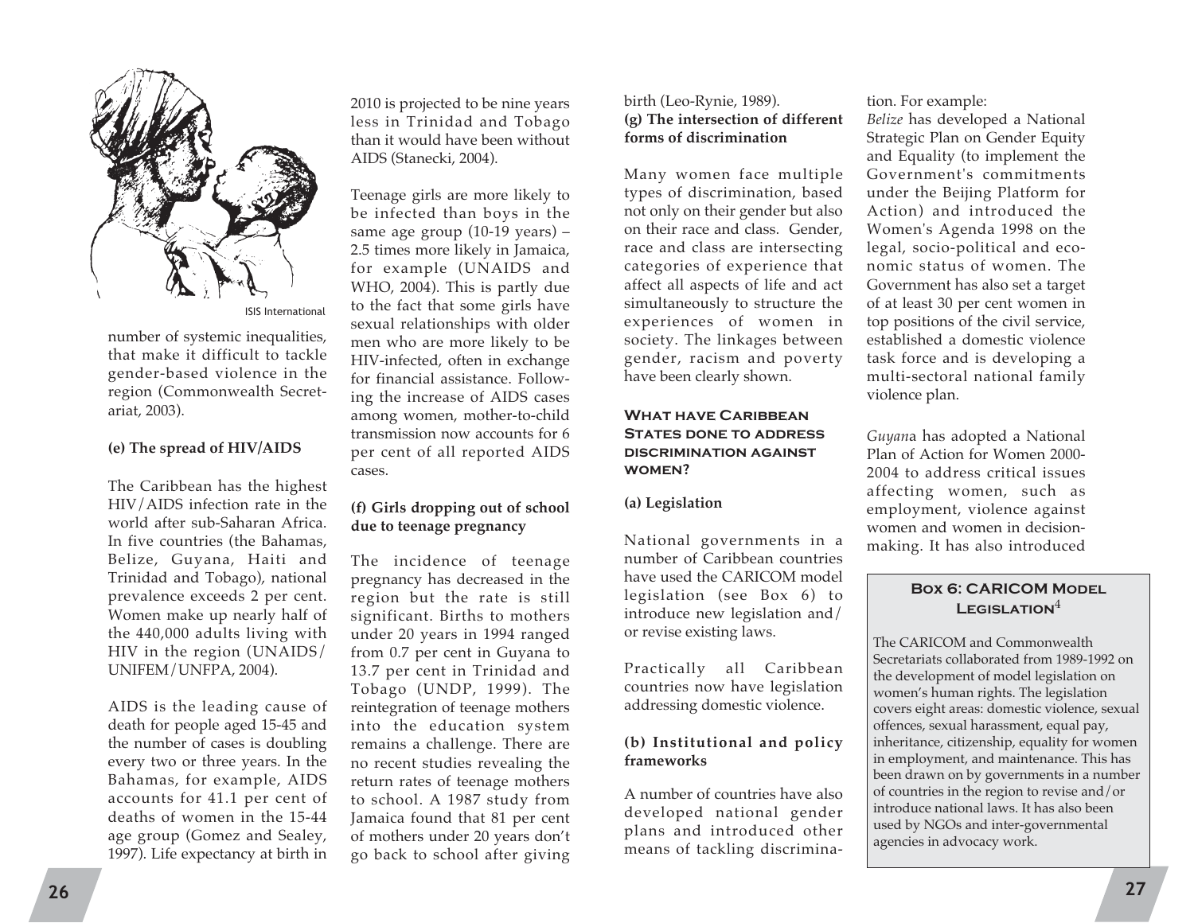ISIS International

number of systemic inequalities, that make it difficult to tackle gender-based violence in the region (Commonwealth Secretariat, 2003).

**(e) The spread of HIV/AIDS**

The Caribbean has the highest HIV/AIDS infection rate in the world after sub-Saharan Africa. In five countries (the Bahamas, Belize, Guyana, Haiti and Trinidad and Tobago), national prevalence exceeds 2 per cent. Women make up nearly half of the 440,000 adults living with HIV in the region (UNAIDS/UNIFEM/UNFPA, 2004).

AIDS is the leading cause of death for people aged 15-45 and the number of cases is doubling every two or three years. In the Bahamas, for example, AIDS accounts for 41.1 per cent of deaths of women in the 15-44 age group (Gomez and Sealey, 1997). Life expectancy at birth in 2010 is projected to be nine years less in Trinidad and Tobago than it would have been without AIDS (Stanecki, 2004).

Teenage girls are more likely to be infected than boys in the same age group (10-19 years) – 2.5 times more likely in Jamaica, for example (UNAIDS and WHO, 2004). This is partly due to the fact that some girls have sexual relationships with older men who are more likely to be HIV-infected, often in exchange for financial assistance. Following the increase of AIDS cases among women, mother-to-child transmission now accounts for 6 per cent of all reported AIDS cases.

**(f) Girls dropping out of school due to teenage pregnancy**

The incidence of teenage pregnancy has decreased in the region but the rate is still significant. Births to mothers under 20 years in 1994 ranged from 0.7 per cent in Guyana to 13.7 per cent in Trinidad and Tobago (UNDP, 1999). The reintegration of teenage mothers into the education system remains a challenge. There are no recent studies revealing the return rates of teenage mothers to school. A 1987 study from Jamaica found that 81 per cent of mothers under 20 years don't go back to school after giving birth (Leo-Rynie, 1989).

**(g) The intersection of different forms of discrimination**

Many women face multiple types of discrimination, based not only on their gender but also on their race and class. Gender, race and class are intersecting categories of experience that affect all aspects of life and act simultaneously to structure the experiences of women in society. The linkages between gender, racism and poverty have been clearly shown.

## What have Caribbean States done to address discrimination against women?

**(a) Legislation**

National governments in a number of Caribbean countries have used the CARICOM model legislation (see Box 6) to introduce new legislation and/or revise existing laws.

Practically all Caribbean countries now have legislation addressing domestic violence.

**(b) Institutional and policy frameworks**

A number of countries have also developed national gender plans and introduced other means of tackling discrimination. For example:

*Belize* has developed a National Strategic Plan on Gender Equity and Equality (to implement the Government's commitments under the Beijing Platform for Action) and introduced the Women's Agenda 1998 on the legal, socio-political and economic status of women. The Government has also set a target of at least 30 per cent women in top positions of the civil service, established a domestic violence task force and is developing a multi-sectoral national family violence plan.

*Guyana* has adopted a National Plan of Action for Women 2000-2004 to address critical issues affecting women, such as employment, violence against women and women in decision-making. It has also introduced

### Box 6: CARICOM Model Legislation[4]

The CARICOM and Commonwealth Secretariats collaborated from 1989-1992 on the development of model legislation on women's human rights. The legislation covers eight areas: domestic violence, sexual offences, sexual harassment, equal pay, inheritance, citizenship, equality for women in employment, and maintenance. This has been drawn on by governments in a number of countries in the region to revise and/or introduce national laws. It has also been used by NGOs and inter-governmental agencies in advocacy work.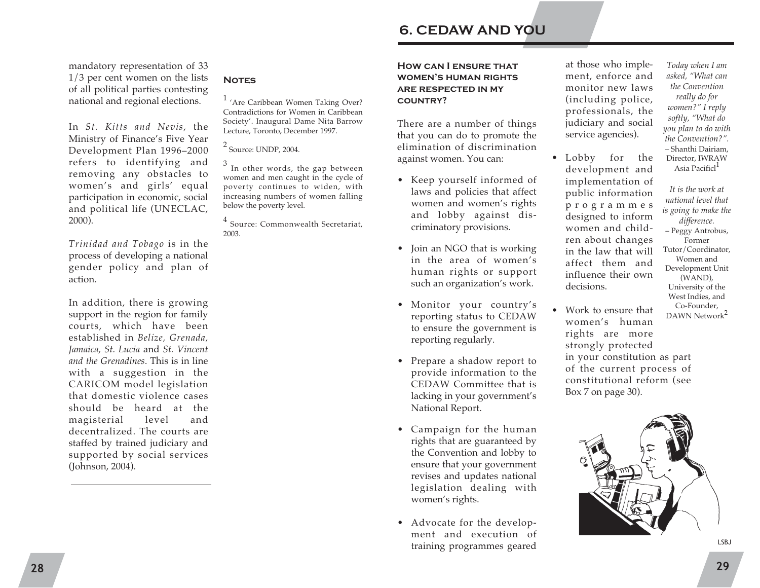mandatory representation of 33 1/3 per cent women on the lists of all political parties contesting national and regional elections.

In *St. Kitts and Nevis*, the Ministry of Finance's Five Year Development Plan 1996–2000 refers to identifying and removing any obstacles to women's and girls' equal participation in economic, social and political life (UNECLAC, 2000).

*Trinidad and Tobago* is in the process of developing a national gender policy and plan of action.

In addition, there is growing support in the region for family courts, which have been established in *Belize, Grenada, Jamaica, St. Lucia* and *St. Vincent and the Grenadines*. This is in line with a suggestion in the CARICOM model legislation that domestic violence cases should be heard at the magisterial level and decentralized. The courts are staffed by trained judiciary and supported by social services (Johnson, 2004).

### Notes

[1] 'Are Caribbean Women Taking Over? Contradictions for Women in Caribbean Society'. Inaugural Dame Nita Barrow Lecture, Toronto, December 1997.

[2] Source: UNDP, 2004.

[3] In other words, the gap between women and men caught in the cycle of poverty continues to widen, with increasing numbers of women falling below the poverty level.

[4] Source: Commonwealth Secretariat, 2003.

# 6. CEDAW AND YOU

## How can I ensure that women's human rights are respected in my country?

There are a number of things that you can do to promote the elimination of discrimination against women. You can:

- Keep yourself informed of laws and policies that affect women and women's rights and lobby against discriminatory provisions.
- Join an NGO that is working in the area of women's human rights or support such an organization's work.
- Monitor your country's reporting status to CEDAW to ensure the government is reporting regularly.
- Prepare a shadow report to provide information to the CEDAW Committee that is lacking in your government's National Report.
- Campaign for the human rights that are guaranteed by the Convention and lobby to ensure that your government revises and updates national legislation dealing with women's rights.
- Advocate for the development and execution of training programmes geared at those who implement, enforce and monitor new laws (including police, professionals, the judiciary and social service agencies).
- Lobby for the development and implementation of public information programmes designed to inform women and children about changes in the law that will affect them and influence their own decisions.
- Work to ensure that women's human rights are more strongly protected in your constitution as part of the current process of constitutional reform (see Box 7 on page 30).

*Today when I am asked, "What can the Convention really do for women?" I reply softly, "What do you plan to do with the Convention?".*
– Shanthi Dairiam, Director, IWRAW Asia Pacific[1]

*It is the work at national level that is going to make the difference.*
– Peggy Antrobus, Former Tutor/Coordinator, Women and Development Unit (WAND), University of the West Indies, and Co-Founder, DAWN Network[2]

LSBJ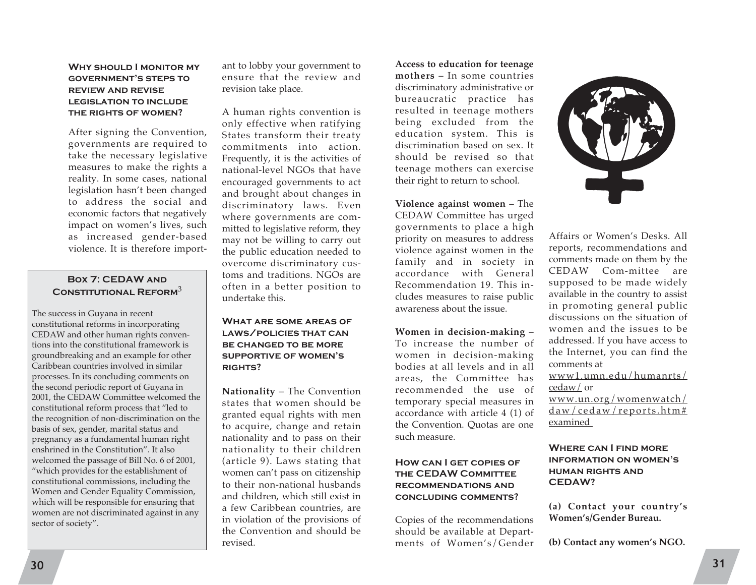### Why should I monitor my government's steps to review and revise legislation to include the rights of women?

After signing the Convention, governments are required to take the necessary legislative measures to make the rights a reality. In some cases, national legislation hasn't been changed to address the social and economic factors that negatively impact on women's lives, such as increased gender-based violence. It is therefore important to lobby your government to ensure that the review and revision take place.

A human rights convention is only effective when ratifying States transform their treaty commitments into action. Frequently, it is the activities of national-level NGOs that have encouraged governments to act and brought about changes in discriminatory laws. Even where governments are committed to legislative reform, they may not be willing to carry out the public education needed to overcome discriminatory customs and traditions. NGOs are often in a better position to undertake this.

> **Box 7: CEDAW and Constitutional Reform**[3]
>
> The success in Guyana in recent constitutional reforms in incorporating CEDAW and other human rights conventions into the constitutional framework is groundbreaking and an example for other Caribbean countries involved in similar processes. In its concluding comments on the second periodic report of Guyana in 2001, the CEDAW Committee welcomed the constitutional reform process that "led to the recognition of non-discrimination on the basis of sex, gender, marital status and pregnancy as a fundamental human right enshrined in the Constitution". It also welcomed the passage of Bill No. 6 of 2001, "which provides for the establishment of constitutional commissions, including the Women and Gender Equality Commission, which will be responsible for ensuring that women are not discriminated against in any sector of society".

### What are some areas of laws/policies that can be changed to be more supportive of women's rights?

**Nationality** – The Convention states that women should be granted equal rights with men to acquire, change and retain nationality and to pass on their nationality to their children (article 9). Laws stating that women can't pass on citizenship to their non-national husbands and children, which still exist in a few Caribbean countries, are in violation of the provisions of the Convention and should be revised.

**Access to education for teenage mothers** – In some countries discriminatory administrative or bureaucratic practice has resulted in teenage mothers being excluded from the education system. This is discrimination based on sex. It should be revised so that teenage mothers can exercise their right to return to school.

**Violence against women** – The CEDAW Committee has urged governments to place a high priority on measures to address violence against women in the family and in society in accordance with General Recommendation 19. This includes measures to raise public awareness about the issue.

**Women in decision-making** – To increase the number of women in decision-making bodies at all levels and in all areas, the Committee has recommended the use of temporary special measures in accordance with article 4 (1) of the Convention. Quotas are one such measure.

### How can I get copies of the CEDAW Committee recommendations and concluding comments?

Copies of the recommendations should be available at Departments of Women's/Gender Affairs or Women's Desks. All reports, recommendations and comments made on them by the CEDAW Committee are supposed to be made widely available in the country to assist in promoting general public discussions on the situation of women and the issues to be addressed. If you have access to the Internet, you can find the comments at www1.umn.edu/humanrts/cedaw/ or www.un.org/womenwatch/daw/cedaw/reports.htm#examined

### Where can I find more information on women's human rights and CEDAW?

**(a) Contact your country's Women's/Gender Bureau.**

**(b) Contact any women's NGO.**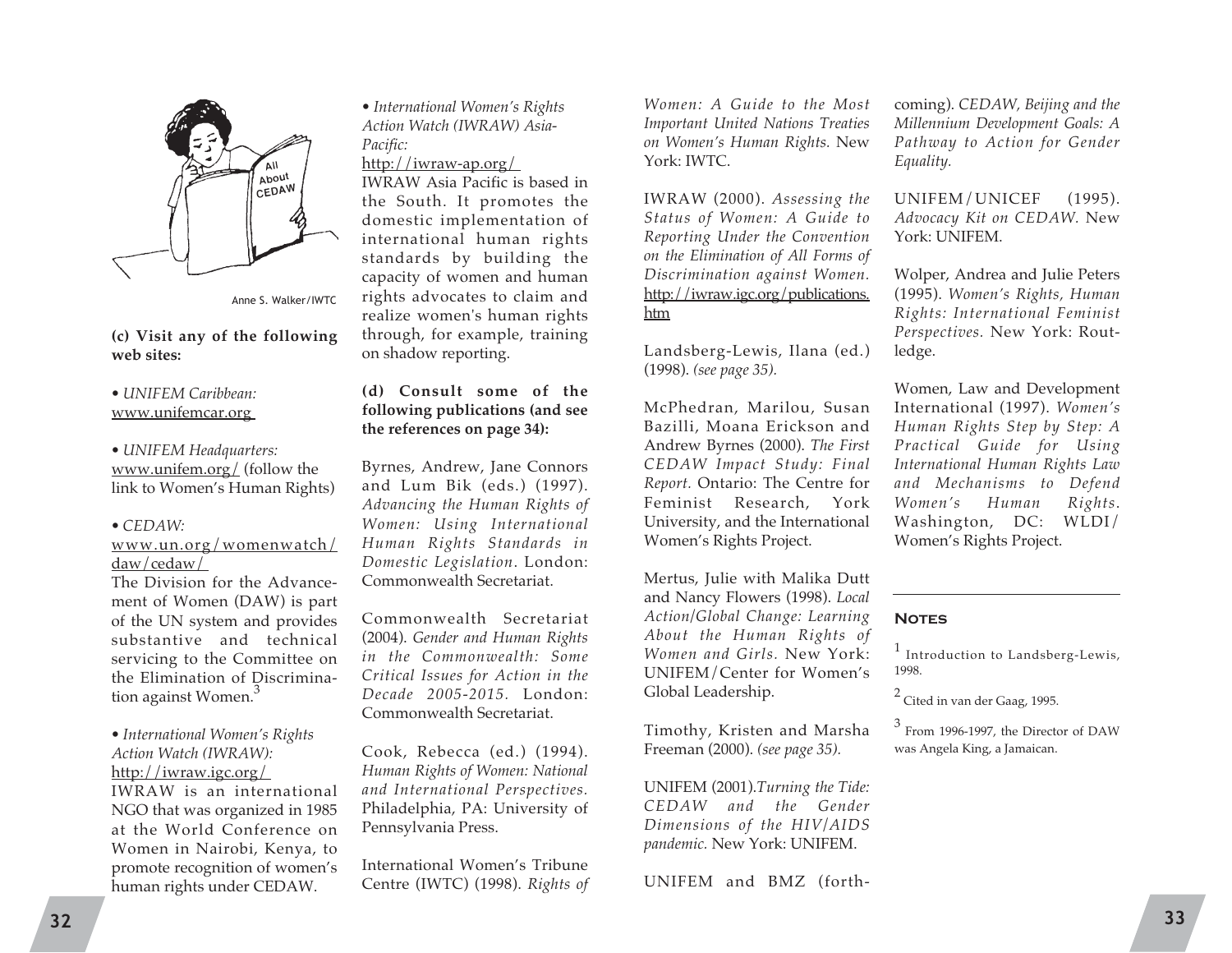Anne S. Walker/IWTC

**(c) Visit any of the following web sites:**

• *UNIFEM Caribbean:*
www.unifemcar.org

• *UNIFEM Headquarters:*
www.unifem.org/ (follow the link to Women's Human Rights)

• *CEDAW:*
www.un.org/womenwatch/daw/cedaw/
The Division for the Advancement of Women (DAW) is part of the UN system and provides substantive and technical servicing to the Committee on the Elimination of Discrimination against Women.[3]

• *International Women's Rights Action Watch (IWRAW):*
http://iwraw.igc.org/
IWRAW is an international NGO that was organized in 1985 at the World Conference on Women in Nairobi, Kenya, to promote recognition of women's human rights under CEDAW.

• *International Women's Rights Action Watch (IWRAW) Asia-Pacific:*
http://iwraw-ap.org/
IWRAW Asia Pacific is based in the South. It promotes the domestic implementation of international human rights standards by building the capacity of women and human rights advocates to claim and realize women's human rights through, for example, training on shadow reporting.

**(d) Consult some of the following publications (and see the references on page 34):**

Byrnes, Andrew, Jane Connors and Lum Bik (eds.) (1997). *Advancing the Human Rights of Women: Using International Human Rights Standards in Domestic Legislation*. London: Commonwealth Secretariat.

Commonwealth Secretariat (2004). *Gender and Human Rights in the Commonwealth: Some Critical Issues for Action in the Decade 2005-2015.* London: Commonwealth Secretariat.

Cook, Rebecca (ed.) (1994). *Human Rights of Women: National and International Perspectives.* Philadelphia, PA: University of Pennsylvania Press.

International Women's Tribune Centre (IWTC) (1998). *Rights of Women: A Guide to the Most Important United Nations Treaties on Women's Human Rights.* New York: IWTC.

IWRAW (2000). *Assessing the Status of Women: A Guide to Reporting Under the Convention on the Elimination of All Forms of Discrimination against Women.* http://iwraw.igc.org/publications.htm

Landsberg-Lewis, Ilana (ed.) (1998). *(see page 35).*

McPhedran, Marilou, Susan Bazilli, Moana Erickson and Andrew Byrnes (2000). *The First CEDAW Impact Study: Final Report.* Ontario: The Centre for Feminist Research, York University, and the International Women's Rights Project.

Mertus, Julie with Malika Dutt and Nancy Flowers (1998). *Local Action/Global Change: Learning About the Human Rights of Women and Girls.* New York: UNIFEM/Center for Women's Global Leadership.

Timothy, Kristen and Marsha Freeman (2000). *(see page 35).*

UNIFEM (2001).*Turning the Tide: CEDAW and the Gender Dimensions of the HIV/AIDS pandemic.* New York: UNIFEM.

UNIFEM and BMZ (forthcoming). *CEDAW, Beijing and the Millennium Development Goals: A Pathway to Action for Gender Equality.*

UNIFEM/UNICEF (1995). *Advocacy Kit on CEDAW.* New York: UNIFEM.

Wolper, Andrea and Julie Peters (1995). *Women's Rights, Human Rights: International Feminist Perspectives.* New York: Routledge.

Women, Law and Development International (1997). *Women's Human Rights Step by Step: A Practical Guide for Using International Human Rights Law and Mechanisms to Defend Women's Human Rights.* Washington, DC: WLDI/Women's Rights Project.

---

### Notes

[1] Introduction to Landsberg-Lewis, 1998.

[2] Cited in van der Gaag, 1995.

[3] From 1996-1997, the Director of DAW was Angela King, a Jamaican.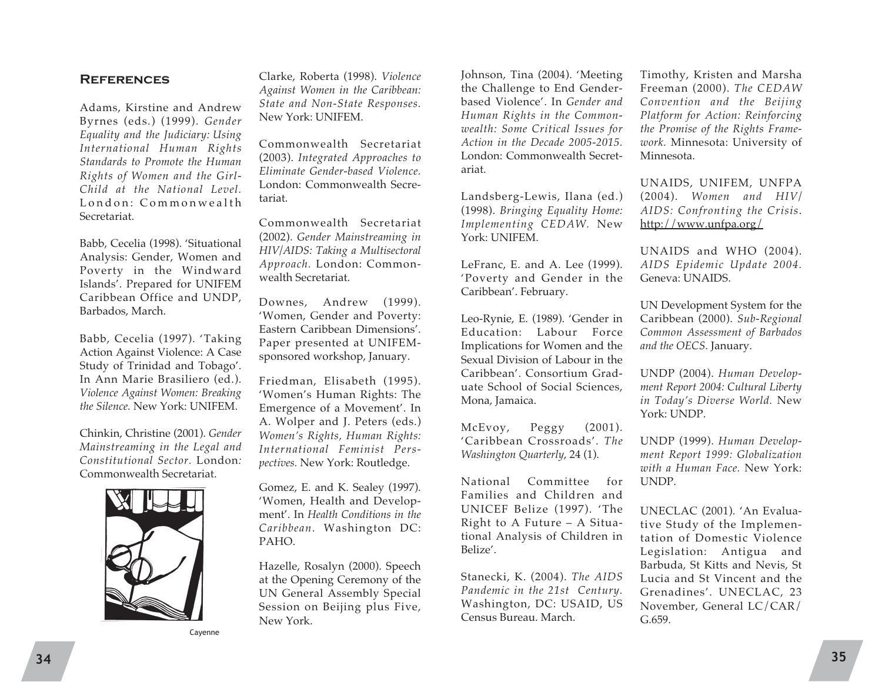## References

Adams, Kirstine and Andrew Byrnes (eds.) (1999). *Gender Equality and the Judiciary: Using International Human Rights Standards to Promote the Human Rights of Women and the Girl-Child at the National Level.* London: Commonwealth Secretariat.

Babb, Cecelia (1998). 'Situational Analysis: Gender, Women and Poverty in the Windward Islands'. Prepared for UNIFEM Caribbean Office and UNDP, Barbados, March.

Babb, Cecelia (1997). 'Taking Action Against Violence: A Case Study of Trinidad and Tobago'. In Ann Marie Brasiliero (ed.). *Violence Against Women: Breaking the Silence.* New York: UNIFEM.

Chinkin, Christine (2001). *Gender Mainstreaming in the Legal and Constitutional Sector.* London: Commonwealth Secretariat.

Cayenne

Clarke, Roberta (1998). *Violence Against Women in the Caribbean: State and Non-State Responses.* New York: UNIFEM.

Commonwealth Secretariat (2003). *Integrated Approaches to Eliminate Gender-based Violence.* London: Commonwealth Secretariat.

Commonwealth Secretariat (2002). *Gender Mainstreaming in HIV/AIDS: Taking a Multisectoral Approach.* London: Commonwealth Secretariat.

Downes, Andrew (1999). 'Women, Gender and Poverty: Eastern Caribbean Dimensions'. Paper presented at UNIFEM-sponsored workshop, January.

Friedman, Elisabeth (1995). 'Women's Human Rights: The Emergence of a Movement'. In A. Wolper and J. Peters (eds.) *Women's Rights, Human Rights: International Feminist Perspectives.* New York: Routledge.

Gomez, E. and K. Sealey (1997). 'Women, Health and Development'. In *Health Conditions in the Caribbean.* Washington DC: PAHO.

Hazelle, Rosalyn (2000). Speech at the Opening Ceremony of the UN General Assembly Special Session on Beijing plus Five, New York.

Johnson, Tina (2004). 'Meeting the Challenge to End Gender-based Violence'. In *Gender and Human Rights in the Commonwealth: Some Critical Issues for Action in the Decade 2005-2015.* London: Commonwealth Secretariat.

Landsberg-Lewis, Ilana (ed.) (1998). *Bringing Equality Home: Implementing CEDAW.* New York: UNIFEM.

LeFranc, E. and A. Lee (1999). 'Poverty and Gender in the Caribbean'. February.

Leo-Rynie, E. (1989). 'Gender in Education: Labour Force Implications for Women and the Sexual Division of Labour in the Caribbean'. Consortium Graduate School of Social Sciences, Mona, Jamaica.

McEvoy, Peggy (2001). 'Caribbean Crossroads'. *The Washington Quarterly*, 24 (1).

National Committee for Families and Children and UNICEF Belize (1997). 'The Right to A Future – A Situational Analysis of Children in Belize'.

Stanecki, K. (2004). *The AIDS Pandemic in the 21st Century.* Washington, DC: USAID, US Census Bureau. March.

Timothy, Kristen and Marsha Freeman (2000). *The CEDAW Convention and the Beijing Platform for Action: Reinforcing the Promise of the Rights Framework.* Minnesota: University of Minnesota.

UNAIDS, UNIFEM, UNFPA (2004). *Women and HIV/AIDS: Confronting the Crisis.* http://www.unfpa.org/

UNAIDS and WHO (2004). *AIDS Epidemic Update 2004.* Geneva: UNAIDS.

UN Development System for the Caribbean (2000). *Sub-Regional Common Assessment of Barbados and the OECS.* January.

UNDP (2004). *Human Development Report 2004: Cultural Liberty in Today's Diverse World.* New York: UNDP.

UNDP (1999). *Human Development Report 1999: Globalization with a Human Face.* New York: UNDP.

UNECLAC (2001). 'An Evaluative Study of the Implementation of Domestic Violence Legislation: Antigua and Barbuda, St Kitts and Nevis, St Lucia and St Vincent and the Grenadines'. UNECLAC, 23 November, General LC/CAR/G.659.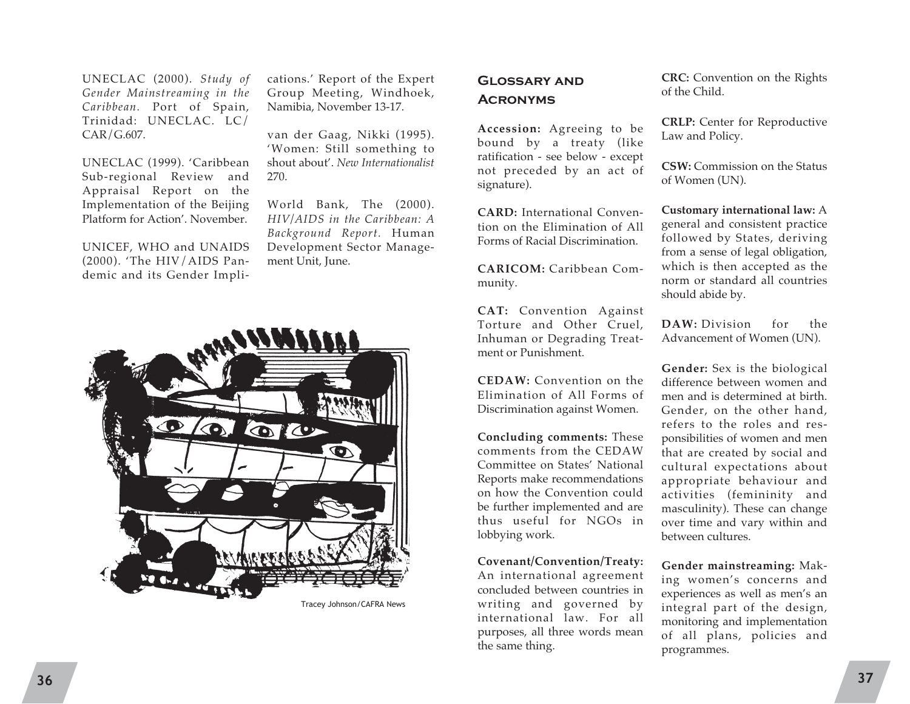UNECLAC (2000). *Study of Gender Mainstreaming in the Caribbean.* Port of Spain, Trinidad: UNECLAC. LC/CAR/G.607.

UNECLAC (1999). 'Caribbean Sub-regional Review and Appraisal Report on the Implementation of the Beijing Platform for Action'. November.

UNICEF, WHO and UNAIDS (2000). 'The HIV/AIDS Pandemic and its Gender Implications.' Report of the Expert Group Meeting, Windhoek, Namibia, November 13-17.

van der Gaag, Nikki (1995). 'Women: Still something to shout about'. *New Internationalist* 270.

World Bank, The (2000). *HIV/AIDS in the Caribbean: A Background Report.* Human Development Sector Management Unit, June.

Tracey Johnson/CAFRA News

## Glossary and Acronyms

**Accession:** Agreeing to be bound by a treaty (like ratification - see below - except not preceded by an act of signature).

**CARD:** International Convention on the Elimination of All Forms of Racial Discrimination.

**CARICOM:** Caribbean Community.

**CAT:** Convention Against Torture and Other Cruel, Inhuman or Degrading Treatment or Punishment.

**CEDAW:** Convention on the Elimination of All Forms of Discrimination against Women.

**Concluding comments:** These comments from the CEDAW Committee on States' National Reports make recommendations on how the Convention could be further implemented and are thus useful for NGOs in lobbying work.

**Covenant/Convention/Treaty:** An international agreement concluded between countries in writing and governed by international law. For all purposes, all three words mean the same thing.

**CRC:** Convention on the Rights of the Child.

**CRLP:** Center for Reproductive Law and Policy.

**CSW:** Commission on the Status of Women (UN).

**Customary international law:** A general and consistent practice followed by States, deriving from a sense of legal obligation, which is then accepted as the norm or standard all countries should abide by.

**DAW:** Division for the Advancement of Women (UN).

**Gender:** Sex is the biological difference between women and men and is determined at birth. Gender, on the other hand, refers to the roles and responsibilities of women and men that are created by social and cultural expectations about appropriate behaviour and activities (femininity and masculinity). These can change over time and vary within and between cultures.

**Gender mainstreaming:** Making women's concerns and experiences as well as men's an integral part of the design, monitoring and implementation of all plans, policies and programmes.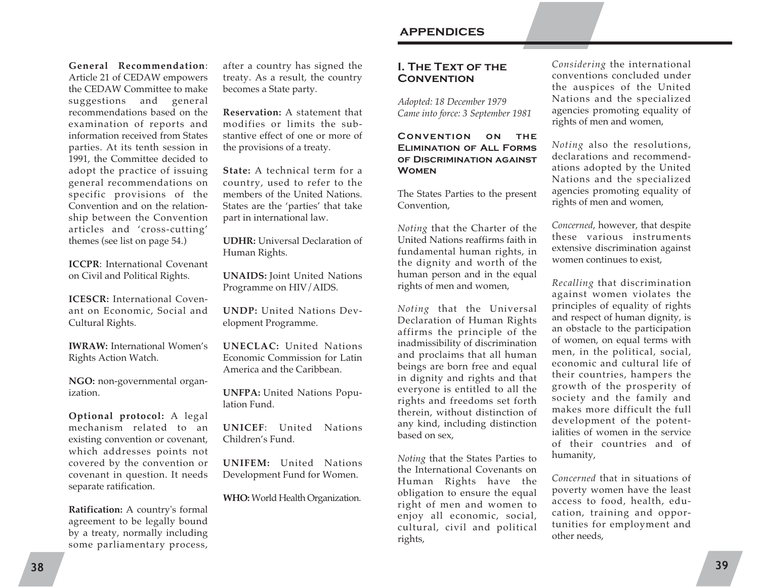**General Recommendation**: Article 21 of CEDAW empowers the CEDAW Committee to make suggestions and general recommendations based on the examination of reports and information received from States parties. At its tenth session in 1991, the Committee decided to adopt the practice of issuing general recommendations on specific provisions of the Convention and on the relationship between the Convention articles and 'cross-cutting' themes (see list on page 54.)

**ICCPR**: International Covenant on Civil and Political Rights.

**ICESCR:** International Covenant on Economic, Social and Cultural Rights.

**IWRAW:** International Women's Rights Action Watch.

**NGO:** non-governmental organization.

**Optional protocol:** A legal mechanism related to an existing convention or covenant, which addresses points not covered by the convention or covenant in question. It needs separate ratification.

**Ratification:** A country's formal agreement to be legally bound by a treaty, normally including some parliamentary process, after a country has signed the treaty. As a result, the country becomes a State party.

**Reservation:** A statement that modifies or limits the substantive effect of one or more of the provisions of a treaty.

**State:** A technical term for a country, used to refer to the members of the United Nations. States are the 'parties' that take part in international law.

**UDHR:** Universal Declaration of Human Rights.

**UNAIDS:** Joint United Nations Programme on HIV/AIDS.

**UNDP:** United Nations Development Programme.

**UNECLAC:** United Nations Economic Commission for Latin America and the Caribbean.

**UNFPA:** United Nations Population Fund.

**UNICEF**: United Nations Children's Fund.

**UNIFEM:** United Nations Development Fund for Women.

**WHO:** World Health Organization.

# APPENDICES

## I. The Text of the Convention

*Adopted: 18 December 1979*
*Came into force: 3 September 1981*

### Convention on the Elimination of All Forms of Discrimination against Women

The States Parties to the present Convention,

*Noting* that the Charter of the United Nations reaffirms faith in fundamental human rights, in the dignity and worth of the human person and in the equal rights of men and women,

*Noting* that the Universal Declaration of Human Rights affirms the principle of the inadmissibility of discrimination and proclaims that all human beings are born free and equal in dignity and rights and that everyone is entitled to all the rights and freedoms set forth therein, without distinction of any kind, including distinction based on sex,

*Noting* that the States Parties to the International Covenants on Human Rights have the obligation to ensure the equal right of men and women to enjoy all economic, social, cultural, civil and political rights,

*Considering* the international conventions concluded under the auspices of the United Nations and the specialized agencies promoting equality of rights of men and women,

*Noting* also the resolutions, declarations and recommendations adopted by the United Nations and the specialized agencies promoting equality of rights of men and women,

*Concerned*, however, that despite these various instruments extensive discrimination against women continues to exist,

*Recalling* that discrimination against women violates the principles of equality of rights and respect of human dignity, is an obstacle to the participation of women, on equal terms with men, in the political, social, economic and cultural life of their countries, hampers the growth of the prosperity of society and the family and makes more difficult the full development of the potentialities of women in the service of their countries and of humanity,

*Concerned* that in situations of poverty women have the least access to food, health, education, training and opportunities for employment and other needs,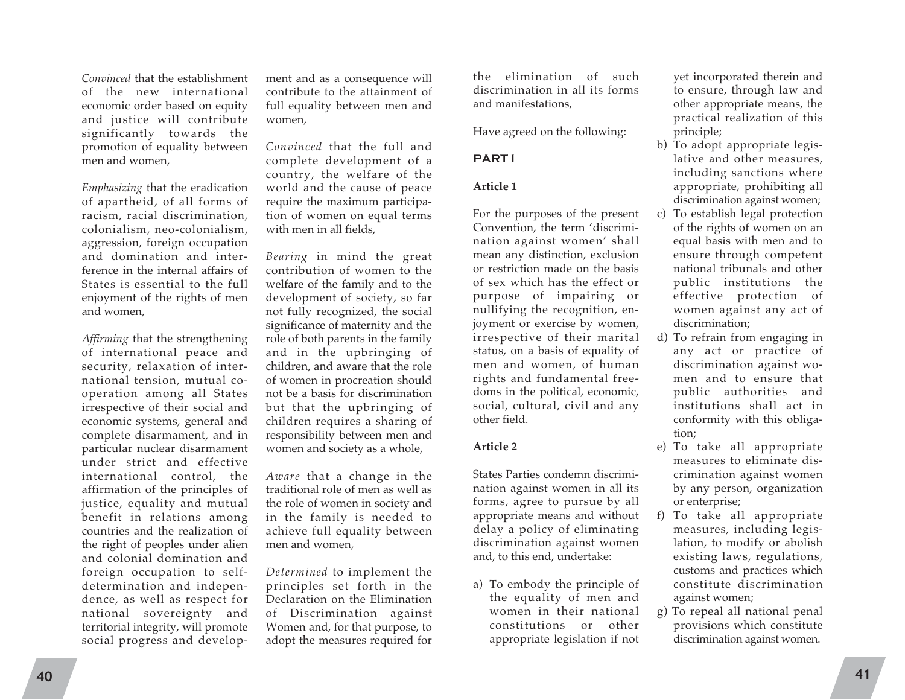*Convinced* that the establishment of the new international economic order based on equity and justice will contribute significantly towards the promotion of equality between men and women,

*Emphasizing* that the eradication of apartheid, of all forms of racism, racial discrimination, colonialism, neo-colonialism, aggression, foreign occupation and domination and interference in the internal affairs of States is essential to the full enjoyment of the rights of men and women,

*Affirming* that the strengthening of international peace and security, relaxation of international tension, mutual co-operation among all States irrespective of their social and economic systems, general and complete disarmament, and in particular nuclear disarmament under strict and effective international control, the affirmation of the principles of justice, equality and mutual benefit in relations among countries and the realization of the right of peoples under alien and colonial domination and foreign occupation to self-determination and independence, as well as respect for national sovereignty and territorial integrity, will promote social progress and development and as a consequence will contribute to the attainment of full equality between men and women,

*Convinced* that the full and complete development of a country, the welfare of the world and the cause of peace require the maximum participation of women on equal terms with men in all fields,

*Bearing* in mind the great contribution of women to the welfare of the family and to the development of society, so far not fully recognized, the social significance of maternity and the role of both parents in the family and in the upbringing of children, and aware that the role of women in procreation should not be a basis for discrimination but that the upbringing of children requires a sharing of responsibility between men and women and society as a whole,

*Aware* that a change in the traditional role of men as well as the role of women in society and in the family is needed to achieve full equality between men and women,

*Determined* to implement the principles set forth in the Declaration on the Elimination of Discrimination against Women and, for that purpose, to adopt the measures required for the elimination of such discrimination in all its forms and manifestations,

Have agreed on the following:

## PART I

### Article 1

For the purposes of the present Convention, the term 'discrimination against women' shall mean any distinction, exclusion or restriction made on the basis of sex which has the effect or purpose of impairing or nullifying the recognition, enjoyment or exercise by women, irrespective of their marital status, on a basis of equality of men and women, of human rights and fundamental freedoms in the political, economic, social, cultural, civil and any other field.

### Article 2

States Parties condemn discrimination against women in all its forms, agree to pursue by all appropriate means and without delay a policy of eliminating discrimination against women and, to this end, undertake:

a) To embody the principle of the equality of men and women in their national constitutions or other appropriate legislation if not yet incorporated therein and to ensure, through law and other appropriate means, the practical realization of this principle;
b) To adopt appropriate legislative and other measures, including sanctions where appropriate, prohibiting all discrimination against women;
c) To establish legal protection of the rights of women on an equal basis with men and to ensure through competent national tribunals and other public institutions the effective protection of women against any act of discrimination;
d) To refrain from engaging in any act or practice of discrimination against women and to ensure that public authorities and institutions shall act in conformity with this obligation;
e) To take all appropriate measures to eliminate discrimination against women by any person, organization or enterprise;
f) To take all appropriate measures, including legislation, to modify or abolish existing laws, regulations, customs and practices which constitute discrimination against women;
g) To repeal all national penal provisions which constitute discrimination against women.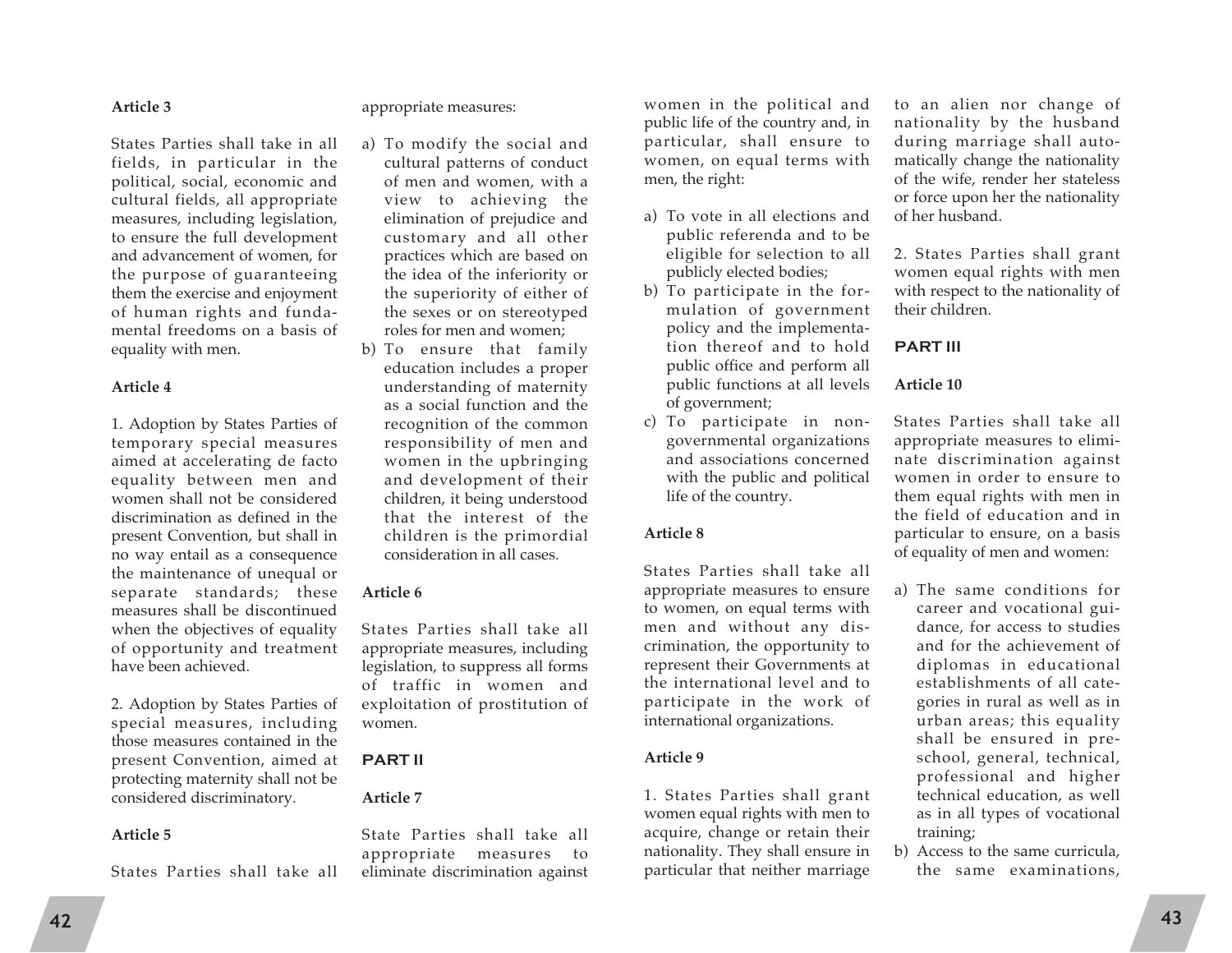**Article 3**

States Parties shall take in all fields, in particular in the political, social, economic and cultural fields, all appropriate measures, including legislation, to ensure the full development and advancement of women, for the purpose of guaranteeing them the exercise and enjoyment of human rights and fundamental freedoms on a basis of equality with men.

**Article 4**

1. Adoption by States Parties of temporary special measures aimed at accelerating de facto equality between men and women shall not be considered discrimination as defined in the present Convention, but shall in no way entail as a consequence the maintenance of unequal or separate standards; these measures shall be discontinued when the objectives of equality of opportunity and treatment have been achieved.

2. Adoption by States Parties of special measures, including those measures contained in the present Convention, aimed at protecting maternity shall not be considered discriminatory.

**Article 5**

States Parties shall take all appropriate measures:

a) To modify the social and cultural patterns of conduct of men and women, with a view to achieving the elimination of prejudice and customary and all other practices which are based on the idea of the inferiority or the superiority of either of the sexes or on stereotyped roles for men and women;
b) To ensure that family education includes a proper understanding of maternity as a social function and the recognition of the common responsibility of men and women in the upbringing and development of their children, it being understood that the interest of the children is the primordial consideration in all cases.

**Article 6**

States Parties shall take all appropriate measures, including legislation, to suppress all forms of traffic in women and exploitation of prostitution of women.

## PART II

**Article 7**

State Parties shall take all appropriate measures to eliminate discrimination against women in the political and public life of the country and, in particular, shall ensure to women, on equal terms with men, the right:

a) To vote in all elections and public referenda and to be eligible for selection to all publicly elected bodies;
b) To participate in the formulation of government policy and the implementation thereof and to hold public office and perform all public functions at all levels of government;
c) To participate in non-governmental organizations and associations concerned with the public and political life of the country.

**Article 8**

States Parties shall take all appropriate measures to ensure to women, on equal terms with men and without any discrimination, the opportunity to represent their Governments at the international level and to participate in the work of international organizations.

**Article 9**

1. States Parties shall grant women equal rights with men to acquire, change or retain their nationality. They shall ensure in particular that neither marriage to an alien nor change of nationality by the husband during marriage shall automatically change the nationality of the wife, render her stateless or force upon her the nationality of her husband.

2. States Parties shall grant women equal rights with men with respect to the nationality of their children.

## PART III

**Article 10**

States Parties shall take all appropriate measures to eliminate discrimination against women in order to ensure to them equal rights with men in the field of education and in particular to ensure, on a basis of equality of men and women:

a) The same conditions for career and vocational guidance, for access to studies and for the achievement of diplomas in educational establishments of all categories in rural as well as in urban areas; this equality shall be ensured in preschool, general, technical, professional and higher technical education, as well as in all types of vocational training;
b) Access to the same curricula, the same examinations,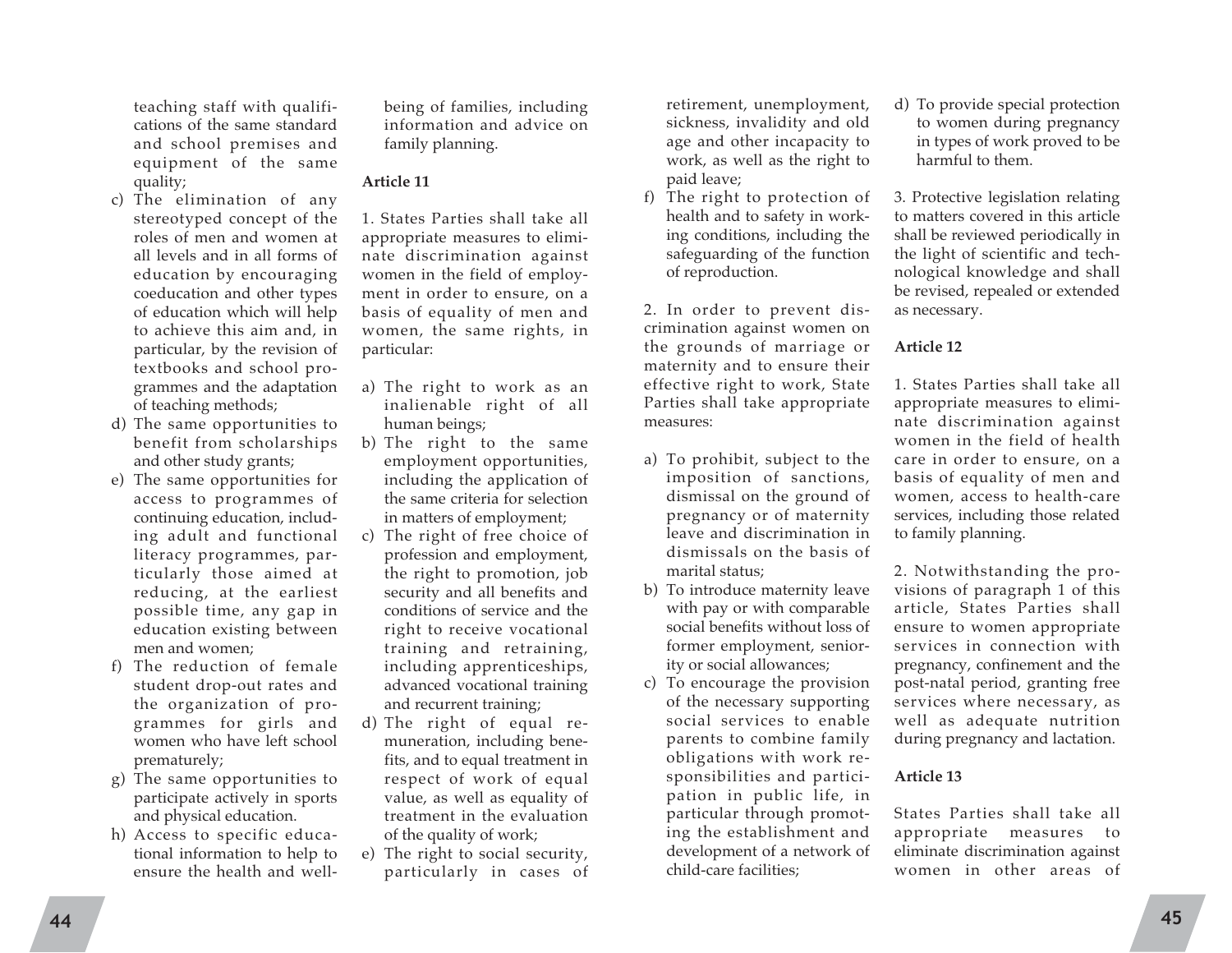teaching staff with qualifications of the same standard and school premises and equipment of the same quality;

c) The elimination of any stereotyped concept of the roles of men and women at all levels and in all forms of education by encouraging coeducation and other types of education which will help to achieve this aim and, in particular, by the revision of textbooks and school programmes and the adaptation of teaching methods;
d) The same opportunities to benefit from scholarships and other study grants;
e) The same opportunities for access to programmes of continuing education, including adult and functional literacy programmes, particularly those aimed at reducing, at the earliest possible time, any gap in education existing between men and women;
f) The reduction of female student drop-out rates and the organization of programmes for girls and women who have left school prematurely;
g) The same opportunities to participate actively in sports and physical education.
h) Access to specific educational information to help to ensure the health and well-being of families, including information and advice on family planning.

**Article 11**

1. States Parties shall take all appropriate measures to eliminate discrimination against women in the field of employment in order to ensure, on a basis of equality of men and women, the same rights, in particular:

a) The right to work as an inalienable right of all human beings;
b) The right to the same employment opportunities, including the application of the same criteria for selection in matters of employment;
c) The right of free choice of profession and employment, the right to promotion, job security and all benefits and conditions of service and the right to receive vocational training and retraining, including apprenticeships, advanced vocational training and recurrent training;
d) The right of equal remuneration, including benefits, and to equal treatment in respect of work of equal value, as well as equality of treatment in the evaluation of the quality of work;
e) The right to social security, particularly in cases of retirement, unemployment, sickness, invalidity and old age and other incapacity to work, as well as the right to paid leave;
f) The right to protection of health and to safety in working conditions, including the safeguarding of the function of reproduction.

2. In order to prevent discrimination against women on the grounds of marriage or maternity and to ensure their effective right to work, State Parties shall take appropriate measures:

a) To prohibit, subject to the imposition of sanctions, dismissal on the ground of pregnancy or of maternity leave and discrimination in dismissals on the basis of marital status;
b) To introduce maternity leave with pay or with comparable social benefits without loss of former employment, seniority or social allowances;
c) To encourage the provision of the necessary supporting social services to enable parents to combine family obligations with work responsibilities and participation in public life, in particular through promoting the establishment and development of a network of child-care facilities;
d) To provide special protection to women during pregnancy in types of work proved to be harmful to them.

3. Protective legislation relating to matters covered in this article shall be reviewed periodically in the light of scientific and technological knowledge and shall be revised, repealed or extended as necessary.

**Article 12**

1. States Parties shall take all appropriate measures to eliminate discrimination against women in the field of health care in order to ensure, on a basis of equality of men and women, access to health-care services, including those related to family planning.

2. Notwithstanding the provisions of paragraph 1 of this article, States Parties shall ensure to women appropriate services in connection with pregnancy, confinement and the post-natal period, granting free services where necessary, as well as adequate nutrition during pregnancy and lactation.

**Article 13**

States Parties shall take all appropriate measures to eliminate discrimination against women in other areas of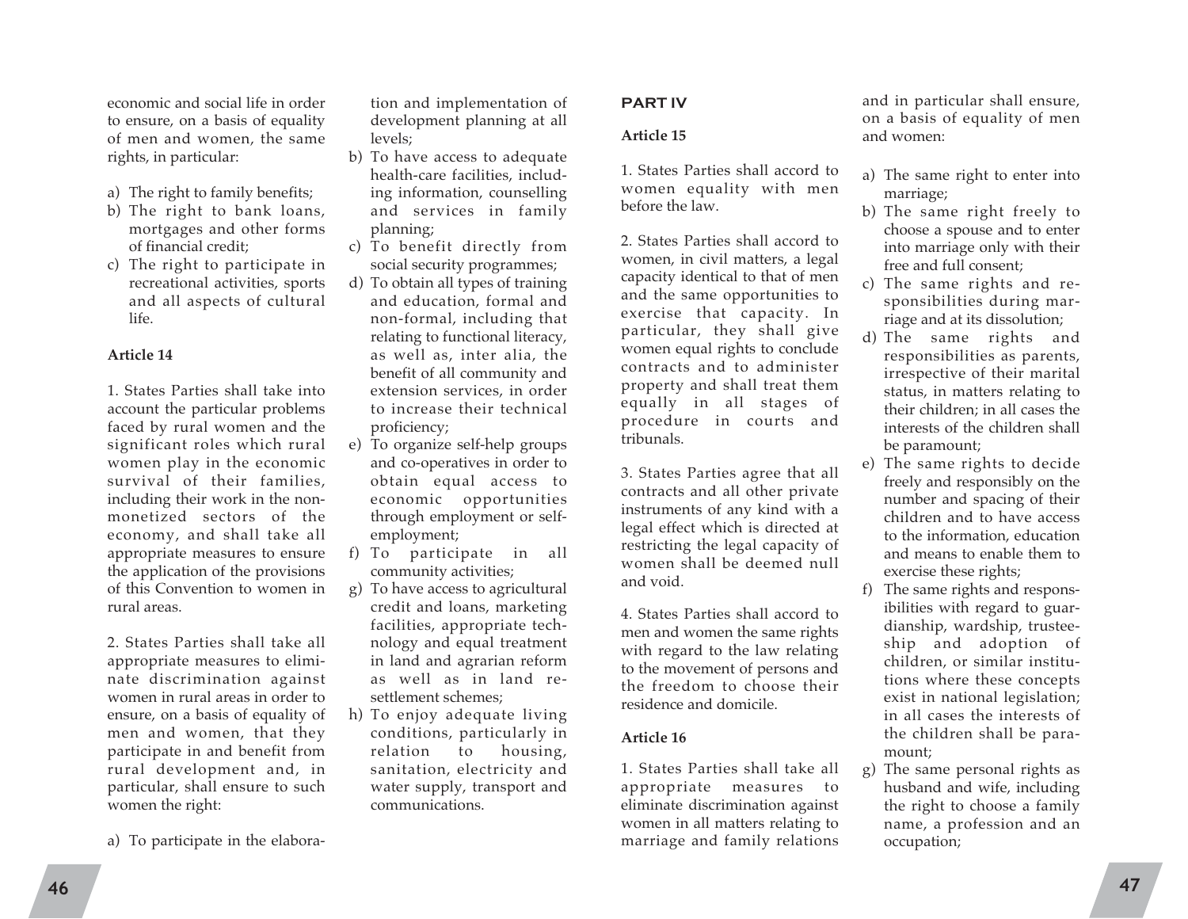economic and social life in order to ensure, on a basis of equality of men and women, the same rights, in particular:

a) The right to family benefits;
b) The right to bank loans, mortgages and other forms of financial credit;
c) The right to participate in recreational activities, sports and all aspects of cultural life.

**Article 14**

1. States Parties shall take into account the particular problems faced by rural women and the significant roles which rural women play in the economic survival of their families, including their work in the non-monetized sectors of the economy, and shall take all appropriate measures to ensure the application of the provisions of this Convention to women in rural areas.

2. States Parties shall take all appropriate measures to eliminate discrimination against women in rural areas in order to ensure, on a basis of equality of men and women, that they participate in and benefit from rural development and, in particular, shall ensure to such women the right:

a) To participate in the elaboration and implementation of development planning at all levels;
b) To have access to adequate health-care facilities, including information, counselling and services in family planning;
c) To benefit directly from social security programmes;
d) To obtain all types of training and education, formal and non-formal, including that relating to functional literacy, as well as, inter alia, the benefit of all community and extension services, in order to increase their technical proficiency;
e) To organize self-help groups and co-operatives in order to obtain equal access to economic opportunities through employment or self-employment;
f) To participate in all community activities;
g) To have access to agricultural credit and loans, marketing facilities, appropriate technology and equal treatment in land and agrarian reform as well as in land resettlement schemes;
h) To enjoy adequate living conditions, particularly in relation to housing, sanitation, electricity and water supply, transport and communications.

## PART IV

**Article 15**

1. States Parties shall accord to women equality with men before the law.

2. States Parties shall accord to women, in civil matters, a legal capacity identical to that of men and the same opportunities to exercise that capacity. In particular, they shall give women equal rights to conclude contracts and to administer property and shall treat them equally in all stages of procedure in courts and tribunals.

3. States Parties agree that all contracts and all other private instruments of any kind with a legal effect which is directed at restricting the legal capacity of women shall be deemed null and void.

4. States Parties shall accord to men and women the same rights with regard to the law relating to the movement of persons and the freedom to choose their residence and domicile.

**Article 16**

1. States Parties shall take all appropriate measures to eliminate discrimination against women in all matters relating to marriage and family relations and in particular shall ensure, on a basis of equality of men and women:

a) The same right to enter into marriage;
b) The same right freely to choose a spouse and to enter into marriage only with their free and full consent;
c) The same rights and responsibilities during marriage and at its dissolution;
d) The same rights and responsibilities as parents, irrespective of their marital status, in matters relating to their children; in all cases the interests of the children shall be paramount;
e) The same rights to decide freely and responsibly on the number and spacing of their children and to have access to the information, education and means to enable them to exercise these rights;
f) The same rights and responsibilities with regard to guardianship, wardship, trusteeship and adoption of children, or similar institutions where these concepts exist in national legislation; in all cases the interests of the children shall be paramount;
g) The same personal rights as husband and wife, including the right to choose a family name, a profession and an occupation;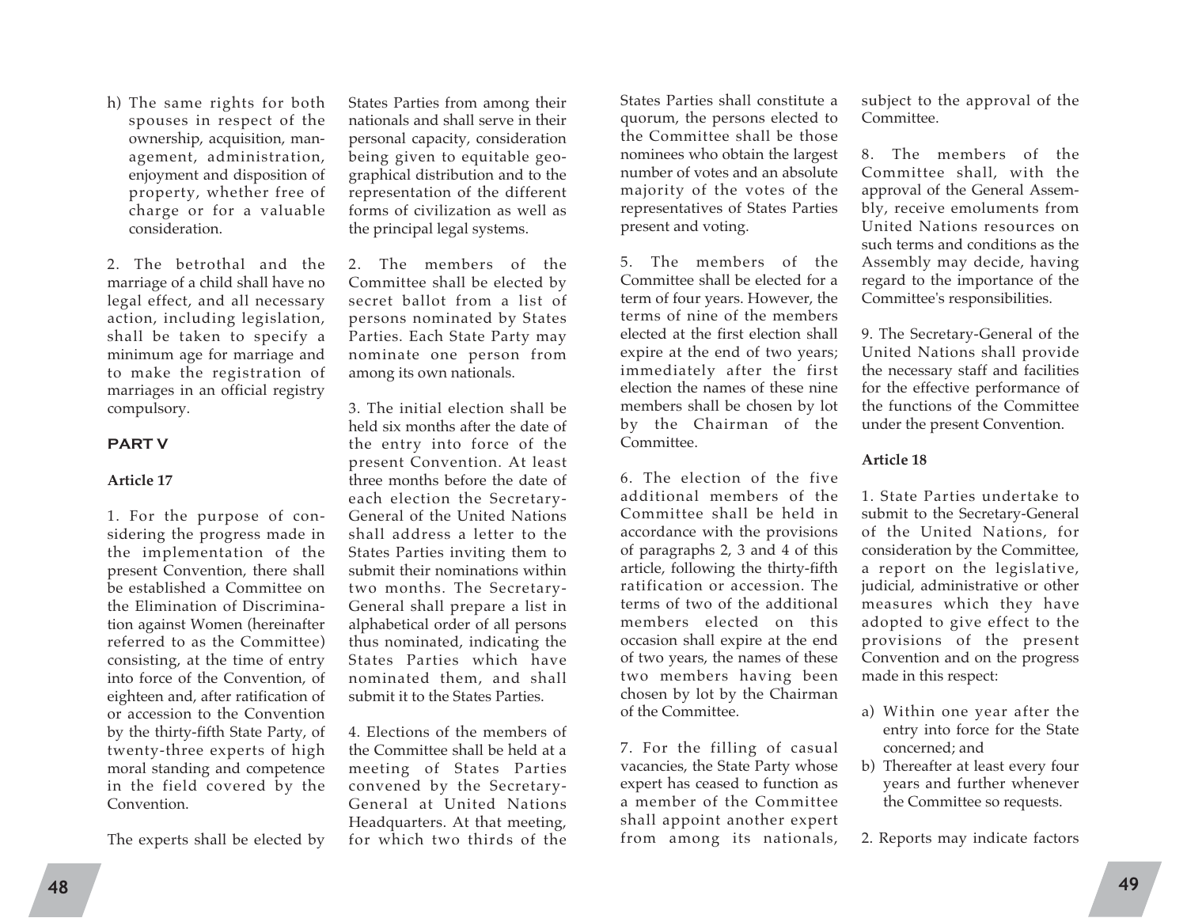h) The same rights for both spouses in respect of the ownership, acquisition, management, administration, enjoyment and disposition of property, whether free of charge or for a valuable consideration.

2. The betrothal and the marriage of a child shall have no legal effect, and all necessary action, including legislation, shall be taken to specify a minimum age for marriage and to make the registration of marriages in an official registry compulsory.

## PART V

### Article 17

1. For the purpose of considering the progress made in the implementation of the present Convention, there shall be established a Committee on the Elimination of Discrimination against Women (hereinafter referred to as the Committee) consisting, at the time of entry into force of the Convention, of eighteen and, after ratification of or accession to the Convention by the thirty-fifth State Party, of twenty-three experts of high moral standing and competence in the field covered by the Convention.

The experts shall be elected by States Parties from among their nationals and shall serve in their personal capacity, consideration being given to equitable geographical distribution and to the representation of the different forms of civilization as well as the principal legal systems.

2. The members of the Committee shall be elected by secret ballot from a list of persons nominated by States Parties. Each State Party may nominate one person from among its own nationals.

3. The initial election shall be held six months after the date of the entry into force of the present Convention. At least three months before the date of each election the Secretary-General of the United Nations shall address a letter to the States Parties inviting them to submit their nominations within two months. The Secretary-General shall prepare a list in alphabetical order of all persons thus nominated, indicating the States Parties which have nominated them, and shall submit it to the States Parties.

4. Elections of the members of the Committee shall be held at a meeting of States Parties convened by the Secretary-General at United Nations Headquarters. At that meeting, for which two thirds of the States Parties shall constitute a quorum, the persons elected to the Committee shall be those nominees who obtain the largest number of votes and an absolute majority of the votes of the representatives of States Parties present and voting.

5. The members of the Committee shall be elected for a term of four years. However, the terms of nine of the members elected at the first election shall expire at the end of two years; immediately after the first election the names of these nine members shall be chosen by lot by the Chairman of the Committee.

6. The election of the five additional members of the Committee shall be held in accordance with the provisions of paragraphs 2, 3 and 4 of this article, following the thirty-fifth ratification or accession. The terms of two of the additional members elected on this occasion shall expire at the end of two years, the names of these two members having been chosen by lot by the Chairman of the Committee.

7. For the filling of casual vacancies, the State Party whose expert has ceased to function as a member of the Committee shall appoint another expert from among its nationals, subject to the approval of the Committee.

8. The members of the Committee shall, with the approval of the General Assembly, receive emoluments from United Nations resources on such terms and conditions as the Assembly may decide, having regard to the importance of the Committee's responsibilities.

9. The Secretary-General of the United Nations shall provide the necessary staff and facilities for the effective performance of the functions of the Committee under the present Convention.

### Article 18

1. State Parties undertake to submit to the Secretary-General of the United Nations, for consideration by the Committee, a report on the legislative, judicial, administrative or other measures which they have adopted to give effect to the provisions of the present Convention and on the progress made in this respect:

a) Within one year after the entry into force for the State concerned; and
b) Thereafter at least every four years and further whenever the Committee so requests.

2. Reports may indicate factors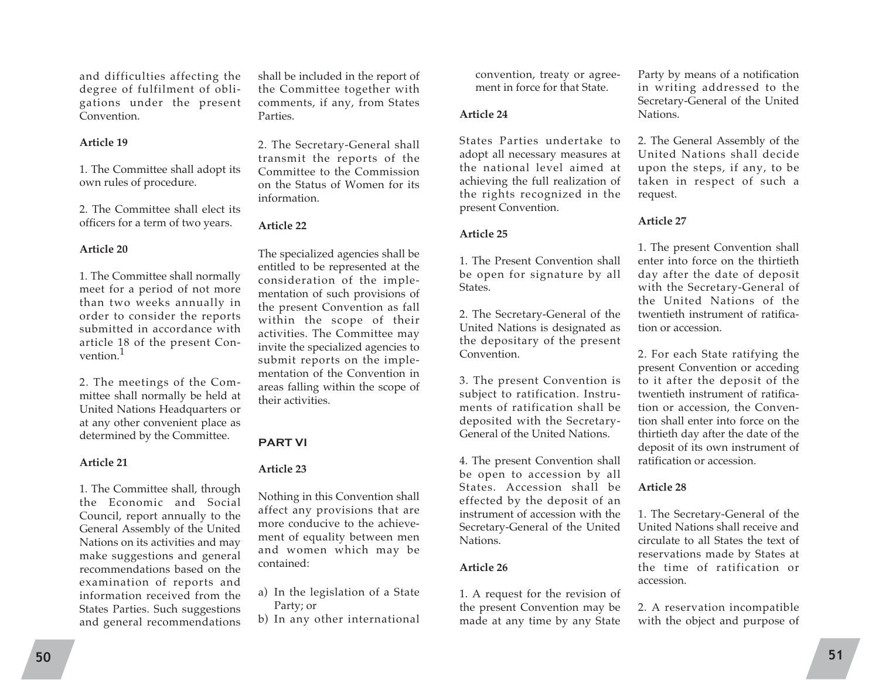and difficulties affecting the degree of fulfilment of obligations under the present Convention.

**Article 19**

1. The Committee shall adopt its own rules of procedure.

2. The Committee shall elect its officers for a term of two years.

**Article 20**

1. The Committee shall normally meet for a period of not more than two weeks annually in order to consider the reports submitted in accordance with article 18 of the present Convention.[1]

2. The meetings of the Committee shall normally be held at United Nations Headquarters or at any other convenient place as determined by the Committee.

**Article 21**

1. The Committee shall, through the Economic and Social Council, report annually to the General Assembly of the United Nations on its activities and may make suggestions and general recommendations based on the examination of reports and information received from the States Parties. Such suggestions and general recommendations shall be included in the report of the Committee together with comments, if any, from States Parties.

2. The Secretary-General shall transmit the reports of the Committee to the Commission on the Status of Women for its information.

**Article 22**

The specialized agencies shall be entitled to be represented at the consideration of the implementation of such provisions of the present Convention as fall within the scope of their activities. The Committee may invite the specialized agencies to submit reports on the implementation of the Convention in areas falling within the scope of their activities.

## PART VI

**Article 23**

Nothing in this Convention shall affect any provisions that are more conducive to the achievement of equality between men and women which may be contained:

a) In the legislation of a State Party; or
b) In any other international convention, treaty or agreement in force for that State.

**Article 24**

States Parties undertake to adopt all necessary measures at the national level aimed at achieving the full realization of the rights recognized in the present Convention.

**Article 25**

1. The Present Convention shall be open for signature by all States.

2. The Secretary-General of the United Nations is designated as the depositary of the present Convention.

3. The present Convention is subject to ratification. Instruments of ratification shall be deposited with the Secretary-General of the United Nations.

4. The present Convention shall be open to accession by all States. Accession shall be effected by the deposit of an instrument of accession with the Secretary-General of the United Nations.

**Article 26**

1. A request for the revision of the present Convention may be made at any time by any State Party by means of a notification in writing addressed to the Secretary-General of the United Nations.

2. The General Assembly of the United Nations shall decide upon the steps, if any, to be taken in respect of such a request.

**Article 27**

1. The present Convention shall enter into force on the thirtieth day after the date of deposit with the Secretary-General of the United Nations of the twentieth instrument of ratification or accession.

2. For each State ratifying the present Convention or acceding to it after the deposit of the twentieth instrument of ratification or accession, the Convention shall enter into force on the thirtieth day after the date of the deposit of its own instrument of ratification or accession.

**Article 28**

1. The Secretary-General of the United Nations shall receive and circulate to all States the text of reservations made by States at the time of ratification or accession.

2. A reservation incompatible with the object and purpose of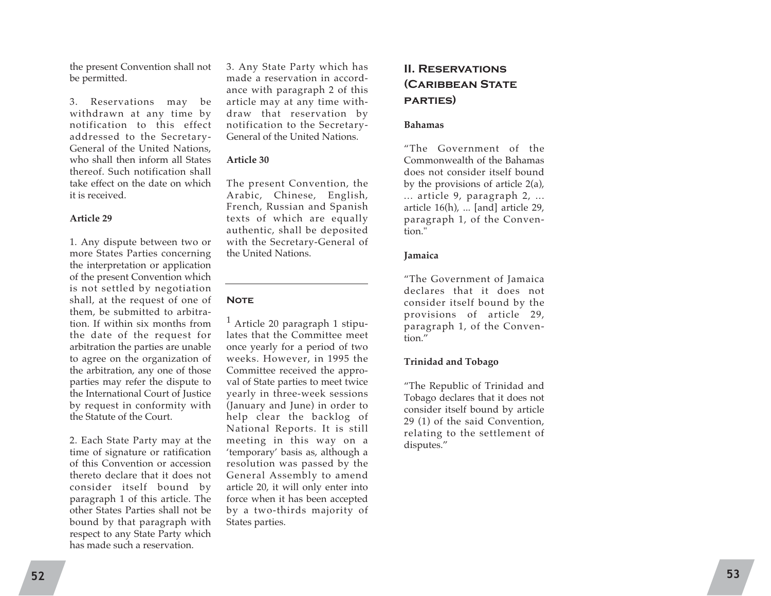the present Convention shall not be permitted.

3. Reservations may be withdrawn at any time by notification to this effect addressed to the Secretary-General of the United Nations, who shall then inform all States thereof. Such notification shall take effect on the date on which it is received.

**Article 29**

1. Any dispute between two or more States Parties concerning the interpretation or application of the present Convention which is not settled by negotiation shall, at the request of one of them, be submitted to arbitration. If within six months from the date of the request for arbitration the parties are unable to agree on the organization of the arbitration, any one of those parties may refer the dispute to the International Court of Justice by request in conformity with the Statute of the Court.

2. Each State Party may at the time of signature or ratification of this Convention or accession thereto declare that it does not consider itself bound by paragraph 1 of this article. The other States Parties shall not be bound by that paragraph with respect to any State Party which has made such a reservation.

3. Any State Party which has made a reservation in accordance with paragraph 2 of this article may at any time withdraw that reservation by notification to the Secretary-General of the United Nations.

**Article 30**

The present Convention, the Arabic, Chinese, English, French, Russian and Spanish texts of which are equally authentic, shall be deposited with the Secretary-General of the United Nations.

---

**Note**

[1] Article 20 paragraph 1 stipulates that the Committee meet once yearly for a period of two weeks. However, in 1995 the Committee received the approval of State parties to meet twice yearly in three-week sessions (January and June) in order to help clear the backlog of National Reports. It is still meeting in this way on a 'temporary' basis as, although a resolution was passed by the General Assembly to amend article 20, it will only enter into force when it has been accepted by a two-thirds majority of States parties.

## II. Reservations (Caribbean State parties)

**Bahamas**

"The Government of the Commonwealth of the Bahamas does not consider itself bound by the provisions of article 2(a), ... article 9, paragraph 2, ... article 16(h), ... [and] article 29, paragraph 1, of the Convention."

**Jamaica**

"The Government of Jamaica declares that it does not consider itself bound by the provisions of article 29, paragraph 1, of the Convention."

**Trinidad and Tobago**

"The Republic of Trinidad and Tobago declares that it does not consider itself bound by article 29 (1) of the said Convention, relating to the settlement of disputes."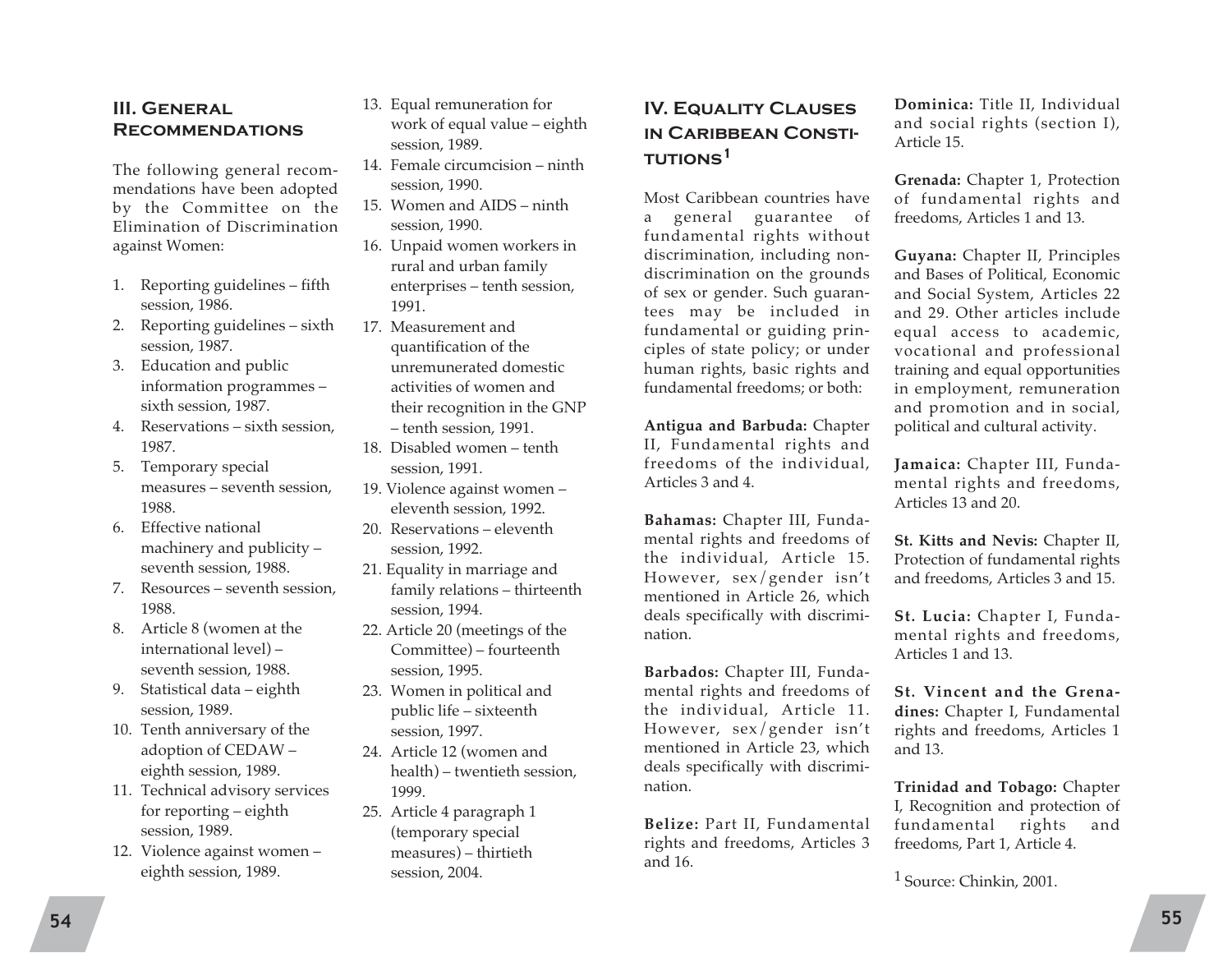## III. General Recommendations

The following general recommendations have been adopted by the Committee on the Elimination of Discrimination against Women:

1. Reporting guidelines – fifth session, 1986.
2. Reporting guidelines – sixth session, 1987.
3. Education and public information programmes – sixth session, 1987.
4. Reservations – sixth session, 1987.
5. Temporary special measures – seventh session, 1988.
6. Effective national machinery and publicity – seventh session, 1988.
7. Resources – seventh session, 1988.
8. Article 8 (women at the international level) – seventh session, 1988.
9. Statistical data – eighth session, 1989.
10. Tenth anniversary of the adoption of CEDAW – eighth session, 1989.
11. Technical advisory services for reporting – eighth session, 1989.
12. Violence against women – eighth session, 1989.
13. Equal remuneration for work of equal value – eighth session, 1989.
14. Female circumcision – ninth session, 1990.
15. Women and AIDS – ninth session, 1990.
16. Unpaid women workers in rural and urban family enterprises – tenth session, 1991.
17. Measurement and quantification of the unremunerated domestic activities of women and their recognition in the GNP – tenth session, 1991.
18. Disabled women – tenth session, 1991.
19. Violence against women – eleventh session, 1992.
20. Reservations – eleventh session, 1992.
21. Equality in marriage and family relations – thirteenth session, 1994.
22. Article 20 (meetings of the Committee) – fourteenth session, 1995.
23. Women in political and public life – sixteenth session, 1997.
24. Article 12 (women and health) – twentieth session, 1999.
25. Article 4 paragraph 1 (temporary special measures) – thirtieth session, 2004.

## IV. Equality Clauses in Caribbean Constitutions[1]

Most Caribbean countries have a general guarantee of fundamental rights without discrimination, including non-discrimination on the grounds of sex or gender. Such guarantees may be included in fundamental or guiding principles of state policy; or under human rights, basic rights and fundamental freedoms; or both:

**Antigua and Barbuda:** Chapter II, Fundamental rights and freedoms of the individual, Articles 3 and 4.

**Bahamas:** Chapter III, Fundamental rights and freedoms of the individual, Article 15. However, sex/gender isn't mentioned in Article 26, which deals specifically with discrimination.

**Barbados:** Chapter III, Fundamental rights and freedoms of the individual, Article 11. However, sex/gender isn't mentioned in Article 23, which deals specifically with discrimination.

**Belize:** Part II, Fundamental rights and freedoms, Articles 3 and 16.

**Dominica:** Title II, Individual and social rights (section I), Article 15.

**Grenada:** Chapter 1, Protection of fundamental rights and freedoms, Articles 1 and 13.

**Guyana:** Chapter II, Principles and Bases of Political, Economic and Social System, Articles 22 and 29. Other articles include equal access to academic, vocational and professional training and equal opportunities in employment, remuneration and promotion and in social, political and cultural activity.

**Jamaica:** Chapter III, Fundamental rights and freedoms, Articles 13 and 20.

**St. Kitts and Nevis:** Chapter II, Protection of fundamental rights and freedoms, Articles 3 and 15.

**St. Lucia:** Chapter I, Fundamental rights and freedoms, Articles 1 and 13.

**St. Vincent and the Grenadines:** Chapter I, Fundamental rights and freedoms, Articles 1 and 13.

**Trinidad and Tobago:** Chapter I, Recognition and protection of fundamental rights and freedoms, Part 1, Article 4.

[1] Source: Chinkin, 2001.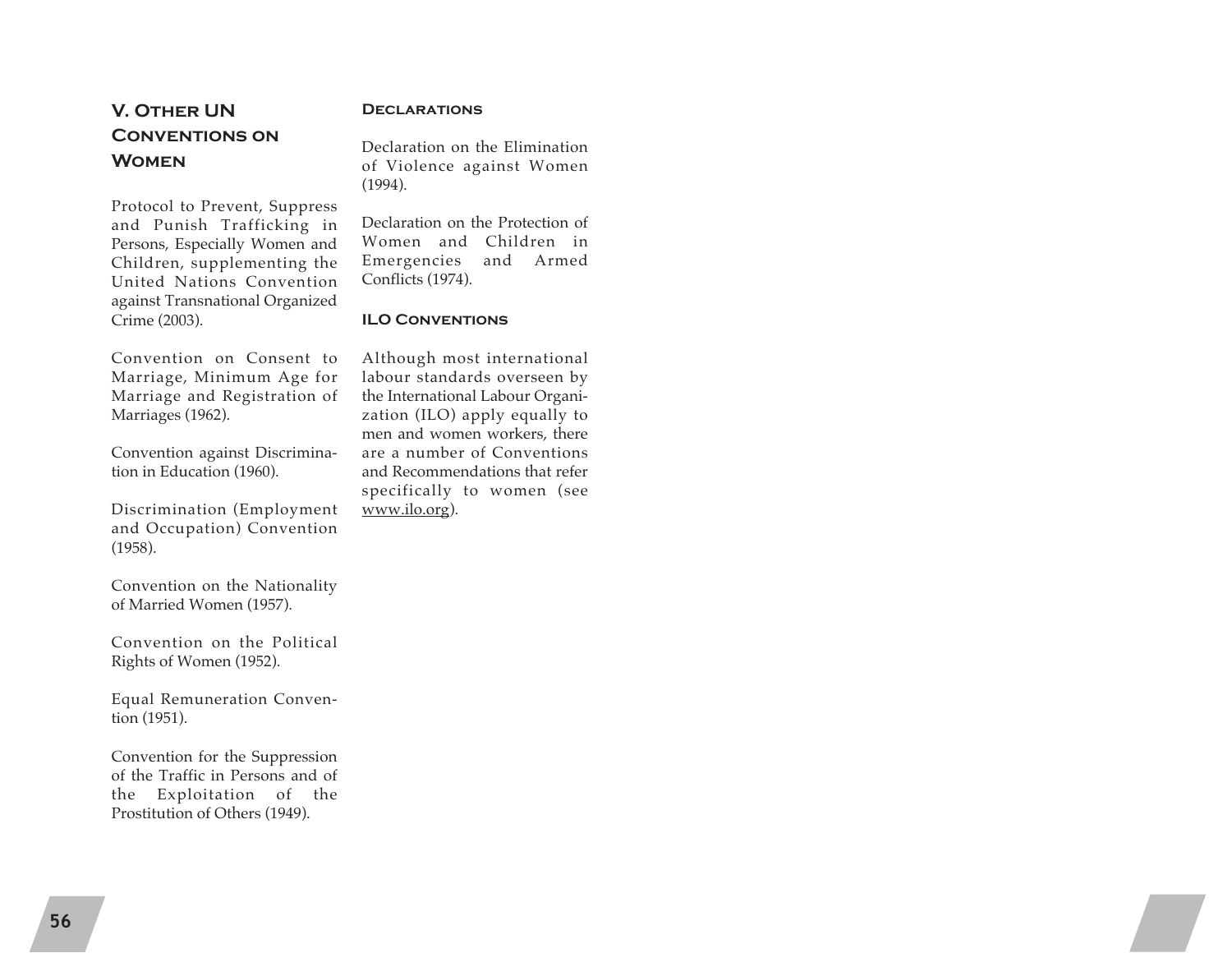## V. Other UN Conventions on Women

Protocol to Prevent, Suppress and Punish Trafficking in Persons, Especially Women and Children, supplementing the United Nations Convention against Transnational Organized Crime (2003).

Convention on Consent to Marriage, Minimum Age for Marriage and Registration of Marriages (1962).

Convention against Discrimination in Education (1960).

Discrimination (Employment and Occupation) Convention (1958).

Convention on the Nationality of Married Women (1957).

Convention on the Political Rights of Women (1952).

Equal Remuneration Convention (1951).

Convention for the Suppression of the Traffic in Persons and of the Exploitation of the Prostitution of Others (1949).

### Declarations

Declaration on the Elimination of Violence against Women (1994).

Declaration on the Protection of Women and Children in Emergencies and Armed Conflicts (1974).

### ILO Conventions

Although most international labour standards overseen by the International Labour Organization (ILO) apply equally to men and women workers, there are a number of Conventions and Recommendations that refer specifically to women (see www.ilo.org).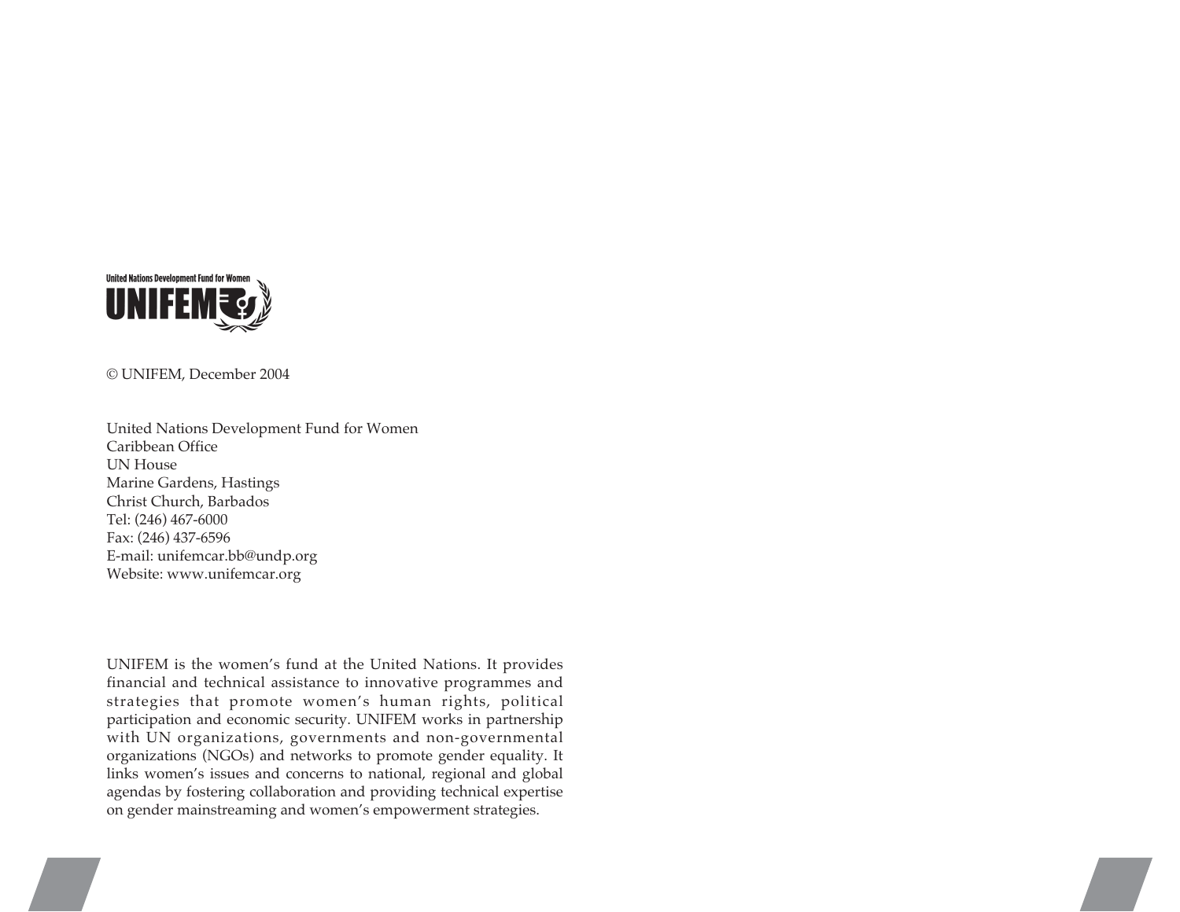United Nations Development Fund for Women

UNIFEM

© UNIFEM, December 2004

United Nations Development Fund for Women  
Caribbean Office  
UN House  
Marine Gardens, Hastings  
Christ Church, Barbados  
Tel: (246) 467-6000  
Fax: (246) 437-6596  
E-mail: unifemcar.bb@undp.org  
Website: www.unifemcar.org

UNIFEM is the women's fund at the United Nations. It provides financial and technical assistance to innovative programmes and strategies that promote women's human rights, political participation and economic security. UNIFEM works in partnership with UN organizations, governments and non-governmental organizations (NGOs) and networks to promote gender equality. It links women's issues and concerns to national, regional and global agendas by fostering collaboration and providing technical expertise on gender mainstreaming and women's empowerment strategies.